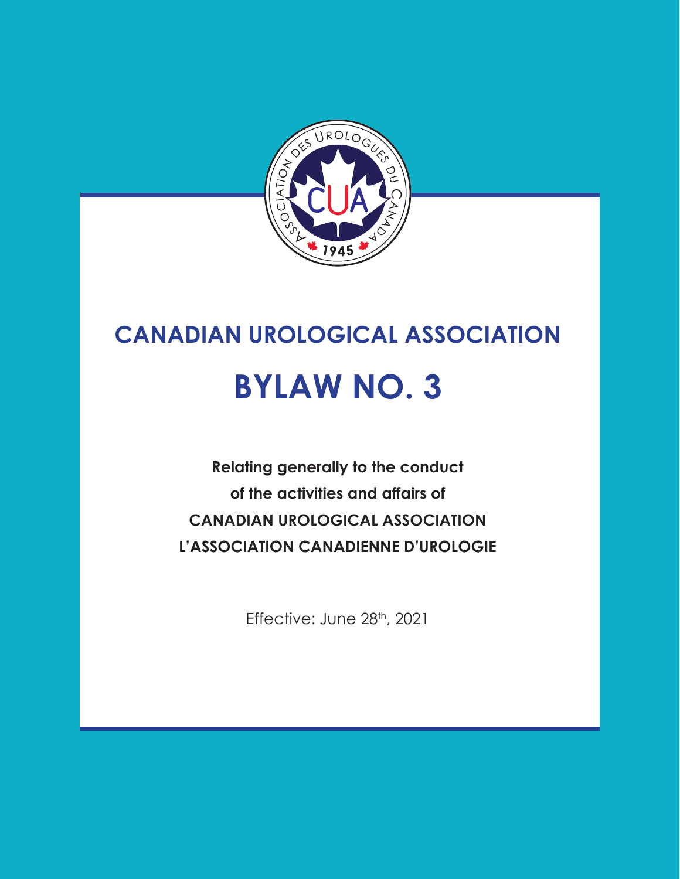# CANADIAN UROLOGICAL ASSOCIATION

# BYLAW NO. 3

**Relating generally to the conduct**
**of the activities and affairs of**
**CANADIAN UROLOGICAL ASSOCIATION**
**L'ASSOCIATION CANADIENNE D'UROLOGIE**

Effective: June 28th, 2021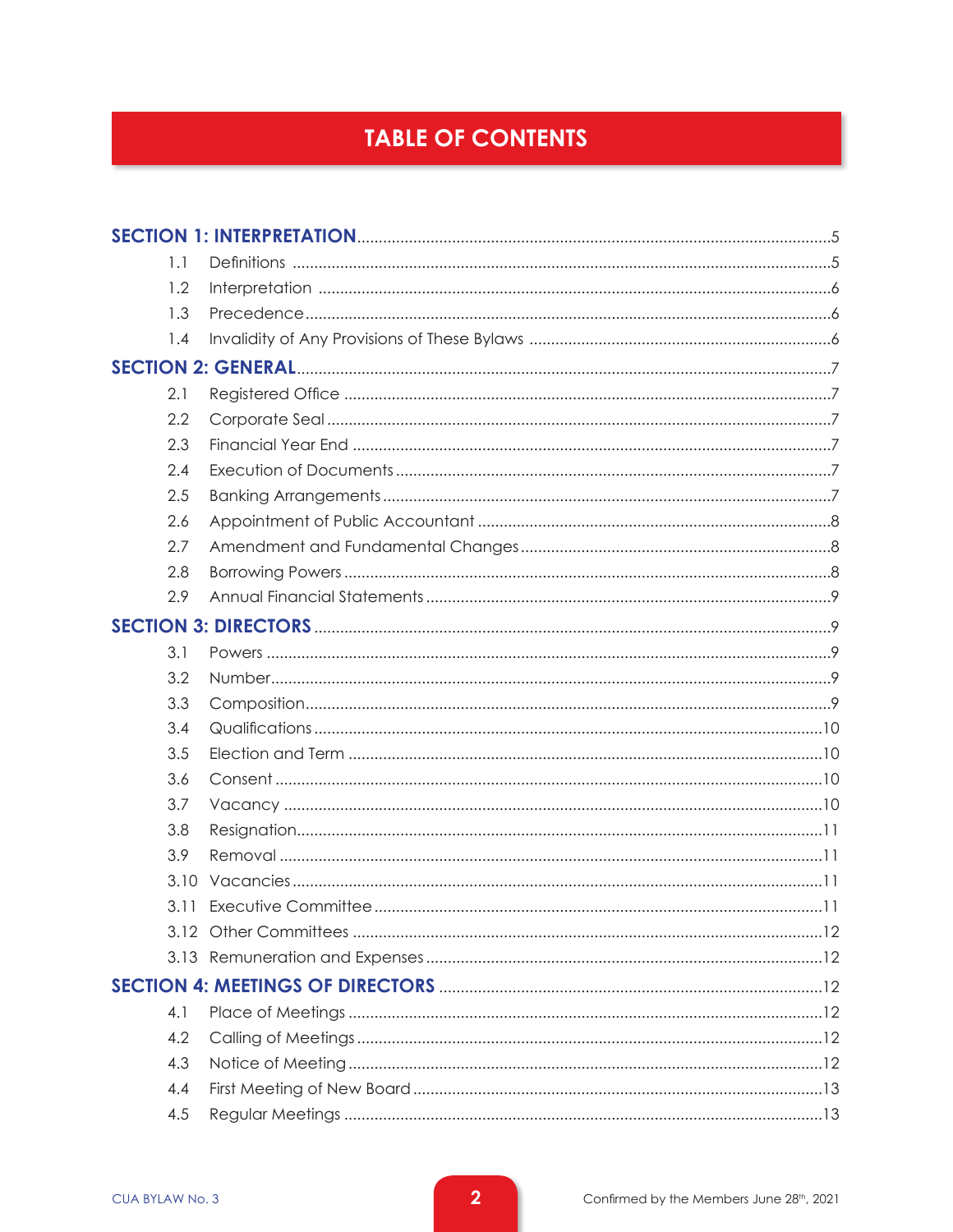# TABLE OF CONTENTS

**SECTION 1: INTERPRETATION** ........ 5

- 1.1 Definitions ........ 5
- 1.2 Interpretation ........ 6
- 1.3 Precedence ........ 6
- 1.4 Invalidity of Any Provisions of These Bylaws ........ 6

**SECTION 2: GENERAL** ........ 7

- 2.1 Registered Office ........ 7
- 2.2 Corporate Seal ........ 7
- 2.3 Financial Year End ........ 7
- 2.4 Execution of Documents ........ 7
- 2.5 Banking Arrangements ........ 7
- 2.6 Appointment of Public Accountant ........ 8
- 2.7 Amendment and Fundamental Changes ........ 8
- 2.8 Borrowing Powers ........ 8
- 2.9 Annual Financial Statements ........ 9

**SECTION 3: DIRECTORS** ........ 9

- 3.1 Powers ........ 9
- 3.2 Number ........ 9
- 3.3 Composition ........ 9
- 3.4 Qualifications ........ 10
- 3.5 Election and Term ........ 10
- 3.6 Consent ........ 10
- 3.7 Vacancy ........ 10
- 3.8 Resignation ........ 11
- 3.9 Removal ........ 11
- 3.10 Vacancies ........ 11
- 3.11 Executive Committee ........ 11
- 3.12 Other Committees ........ 12
- 3.13 Remuneration and Expenses ........ 12

**SECTION 4: MEETINGS OF DIRECTORS** ........ 12

- 4.1 Place of Meetings ........ 12
- 4.2 Calling of Meetings ........ 12
- 4.3 Notice of Meeting ........ 12
- 4.4 First Meeting of New Board ........ 13
- 4.5 Regular Meetings ........ 13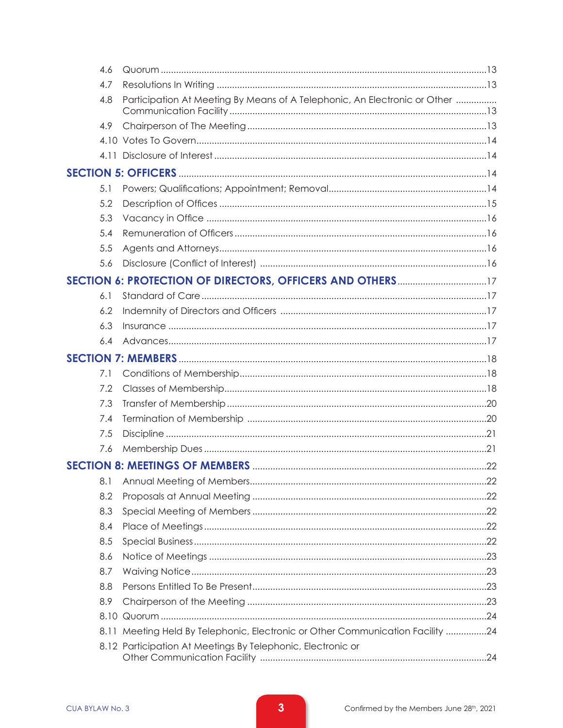| | | |
|---|---|---|
| 4.6 | Quorum | 13 |
| 4.7 | Resolutions In Writing | 13 |
| 4.8 | Participation At Meeting By Means of A Telephonic, An Electronic or Other Communication Facility | 13 |
| 4.9 | Chairperson of The Meeting | 13 |
| 4.10 | Votes To Govern | 14 |
| 4.11 | Disclosure of Interest | 14 |
| **SECTION 5: OFFICERS** | | **14** |
| 5.1 | Powers; Qualifications; Appointment; Removal | 14 |
| 5.2 | Description of Offices | 15 |
| 5.3 | Vacancy in Office | 16 |
| 5.4 | Remuneration of Officers | 16 |
| 5.5 | Agents and Attorneys | 16 |
| 5.6 | Disclosure (Conflict of Interest) | 16 |
| **SECTION 6: PROTECTION OF DIRECTORS, OFFICERS AND OTHERS** | | **17** |
| 6.1 | Standard of Care | 17 |
| 6.2 | Indemnity of Directors and Officers | 17 |
| 6.3 | Insurance | 17 |
| 6.4 | Advances | 17 |
| **SECTION 7: MEMBERS** | | **18** |
| 7.1 | Conditions of Membership | 18 |
| 7.2 | Classes of Membership | 18 |
| 7.3 | Transfer of Membership | 20 |
| 7.4 | Termination of Membership | 20 |
| 7.5 | Discipline | 21 |
| 7.6 | Membership Dues | 21 |
| **SECTION 8: MEETINGS OF MEMBERS** | | **22** |
| 8.1 | Annual Meeting of Members | 22 |
| 8.2 | Proposals at Annual Meeting | 22 |
| 8.3 | Special Meeting of Members | 22 |
| 8.4 | Place of Meetings | 22 |
| 8.5 | Special Business | 22 |
| 8.6 | Notice of Meetings | 23 |
| 8.7 | Waiving Notice | 23 |
| 8.8 | Persons Entitled To Be Present | 23 |
| 8.9 | Chairperson of the Meeting | 23 |
| 8.10 | Quorum | 24 |
| 8.11 | Meeting Held By Telephonic, Electronic or Other Communication Facility | 24 |
| 8.12 | Participation At Meetings By Telephonic, Electronic or Other Communication Facility | 24 |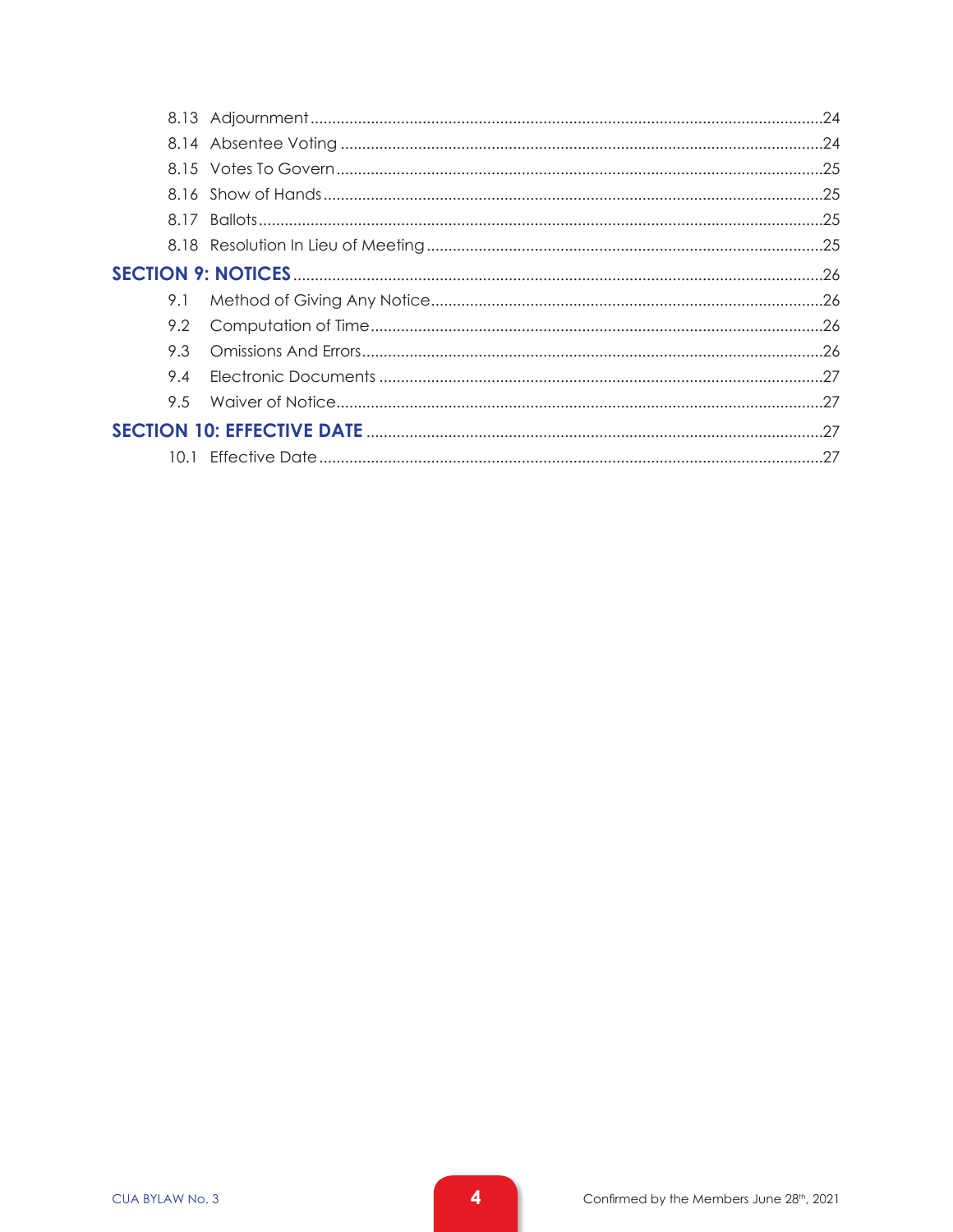8.13 Adjournment ..... 24
8.14 Absentee Voting ..... 24
8.15 Votes To Govern ..... 25
8.16 Show of Hands ..... 25
8.17 Ballots ..... 25
8.18 Resolution In Lieu of Meeting ..... 25

**SECTION 9: NOTICES** ..... 26

9.1 Method of Giving Any Notice ..... 26
9.2 Computation of Time ..... 26
9.3 Omissions And Errors ..... 26
9.4 Electronic Documents ..... 27
9.5 Waiver of Notice ..... 27

**SECTION 10: EFFECTIVE DATE** ..... 27

10.1 Effective Date ..... 27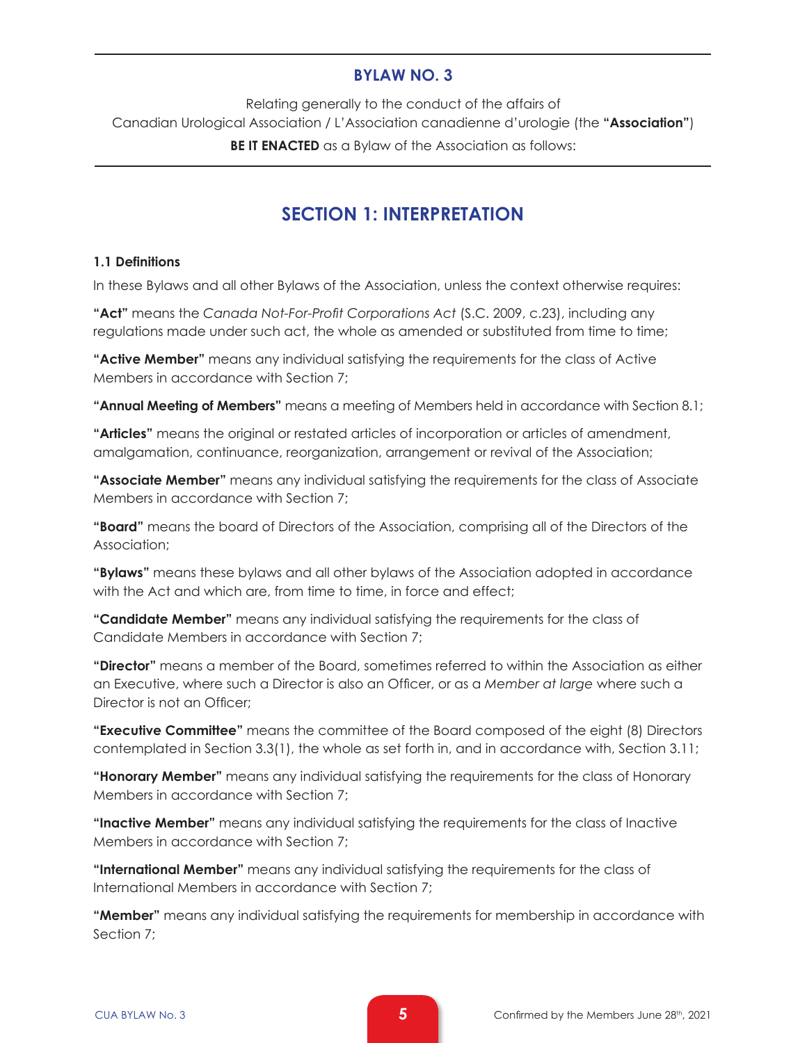## BYLAW NO. 3

Relating generally to the conduct of the affairs of
Canadian Urological Association / L'Association canadienne d'urologie (the **"Association"**)

**BE IT ENACTED** as a Bylaw of the Association as follows:

# SECTION 1: INTERPRETATION

### 1.1 Definitions

In these Bylaws and all other Bylaws of the Association, unless the context otherwise requires:

**"Act"** means the *Canada Not-For-Profit Corporations Act* (S.C. 2009, c.23), including any regulations made under such act, the whole as amended or substituted from time to time;

**"Active Member"** means any individual satisfying the requirements for the class of Active Members in accordance with Section 7;

**"Annual Meeting of Members"** means a meeting of Members held in accordance with Section 8.1;

**"Articles"** means the original or restated articles of incorporation or articles of amendment, amalgamation, continuance, reorganization, arrangement or revival of the Association;

**"Associate Member"** means any individual satisfying the requirements for the class of Associate Members in accordance with Section 7;

**"Board"** means the board of Directors of the Association, comprising all of the Directors of the Association;

**"Bylaws"** means these bylaws and all other bylaws of the Association adopted in accordance with the Act and which are, from time to time, in force and effect;

**"Candidate Member"** means any individual satisfying the requirements for the class of Candidate Members in accordance with Section 7;

**"Director"** means a member of the Board, sometimes referred to within the Association as either an Executive, where such a Director is also an Officer, or as a *Member at large* where such a Director is not an Officer;

**"Executive Committee"** means the committee of the Board composed of the eight (8) Directors contemplated in Section 3.3(1), the whole as set forth in, and in accordance with, Section 3.11;

**"Honorary Member"** means any individual satisfying the requirements for the class of Honorary Members in accordance with Section 7;

**"Inactive Member"** means any individual satisfying the requirements for the class of Inactive Members in accordance with Section 7;

**"International Member"** means any individual satisfying the requirements for the class of International Members in accordance with Section 7;

**"Member"** means any individual satisfying the requirements for membership in accordance with Section 7;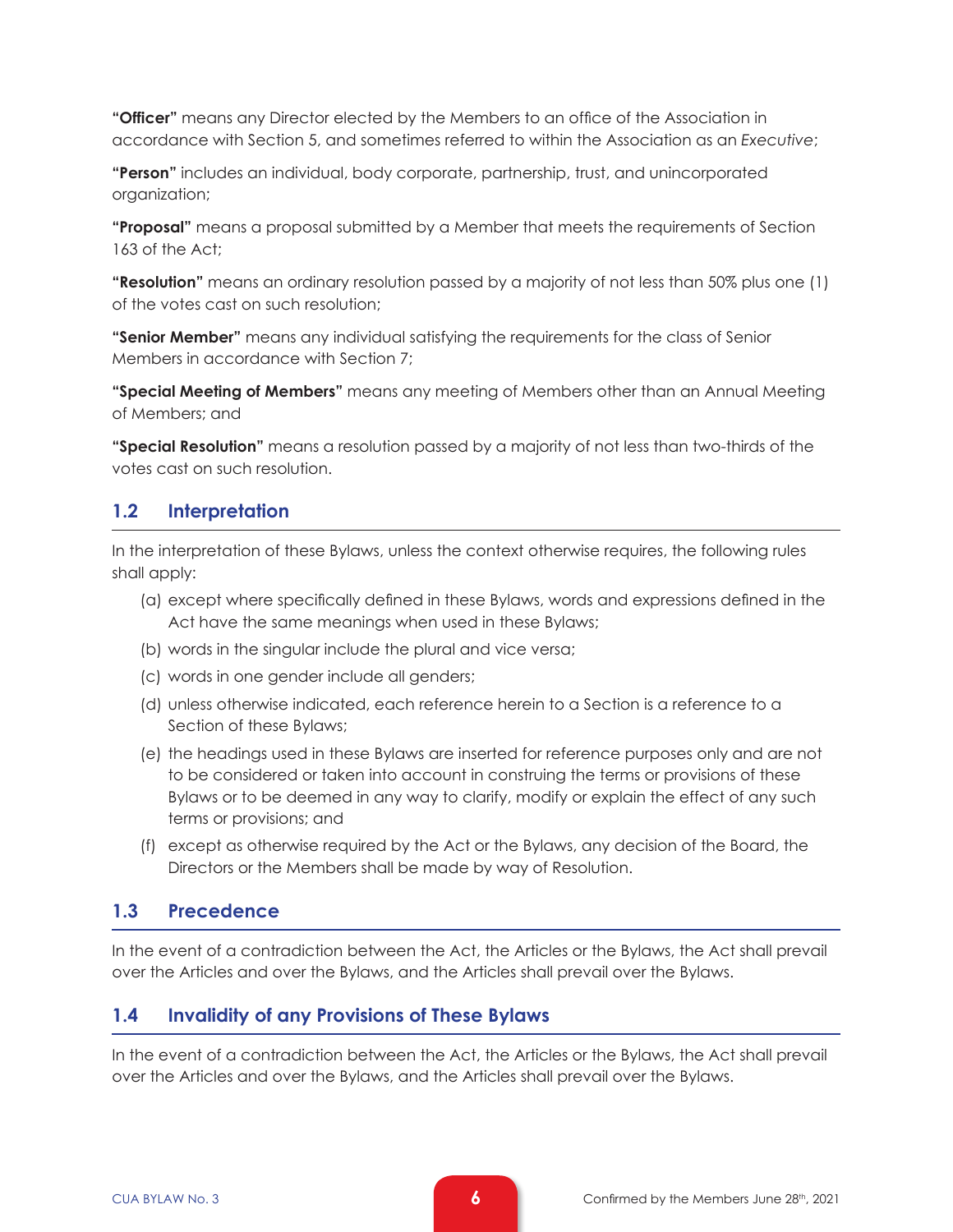**"Officer"** means any Director elected by the Members to an office of the Association in accordance with Section 5, and sometimes referred to within the Association as an *Executive*;

**"Person"** includes an individual, body corporate, partnership, trust, and unincorporated organization;

**"Proposal"** means a proposal submitted by a Member that meets the requirements of Section 163 of the Act;

**"Resolution"** means an ordinary resolution passed by a majority of not less than 50% plus one (1) of the votes cast on such resolution;

**"Senior Member"** means any individual satisfying the requirements for the class of Senior Members in accordance with Section 7;

**"Special Meeting of Members"** means any meeting of Members other than an Annual Meeting of Members; and

**"Special Resolution"** means a resolution passed by a majority of not less than two-thirds of the votes cast on such resolution.

## 1.2 Interpretation

In the interpretation of these Bylaws, unless the context otherwise requires, the following rules shall apply:

(a) except where specifically defined in these Bylaws, words and expressions defined in the Act have the same meanings when used in these Bylaws;

(b) words in the singular include the plural and vice versa;

(c) words in one gender include all genders;

(d) unless otherwise indicated, each reference herein to a Section is a reference to a Section of these Bylaws;

(e) the headings used in these Bylaws are inserted for reference purposes only and are not to be considered or taken into account in construing the terms or provisions of these Bylaws or to be deemed in any way to clarify, modify or explain the effect of any such terms or provisions; and

(f) except as otherwise required by the Act or the Bylaws, any decision of the Board, the Directors or the Members shall be made by way of Resolution.

## 1.3 Precedence

In the event of a contradiction between the Act, the Articles or the Bylaws, the Act shall prevail over the Articles and over the Bylaws, and the Articles shall prevail over the Bylaws.

## 1.4 Invalidity of any Provisions of These Bylaws

In the event of a contradiction between the Act, the Articles or the Bylaws, the Act shall prevail over the Articles and over the Bylaws, and the Articles shall prevail over the Bylaws.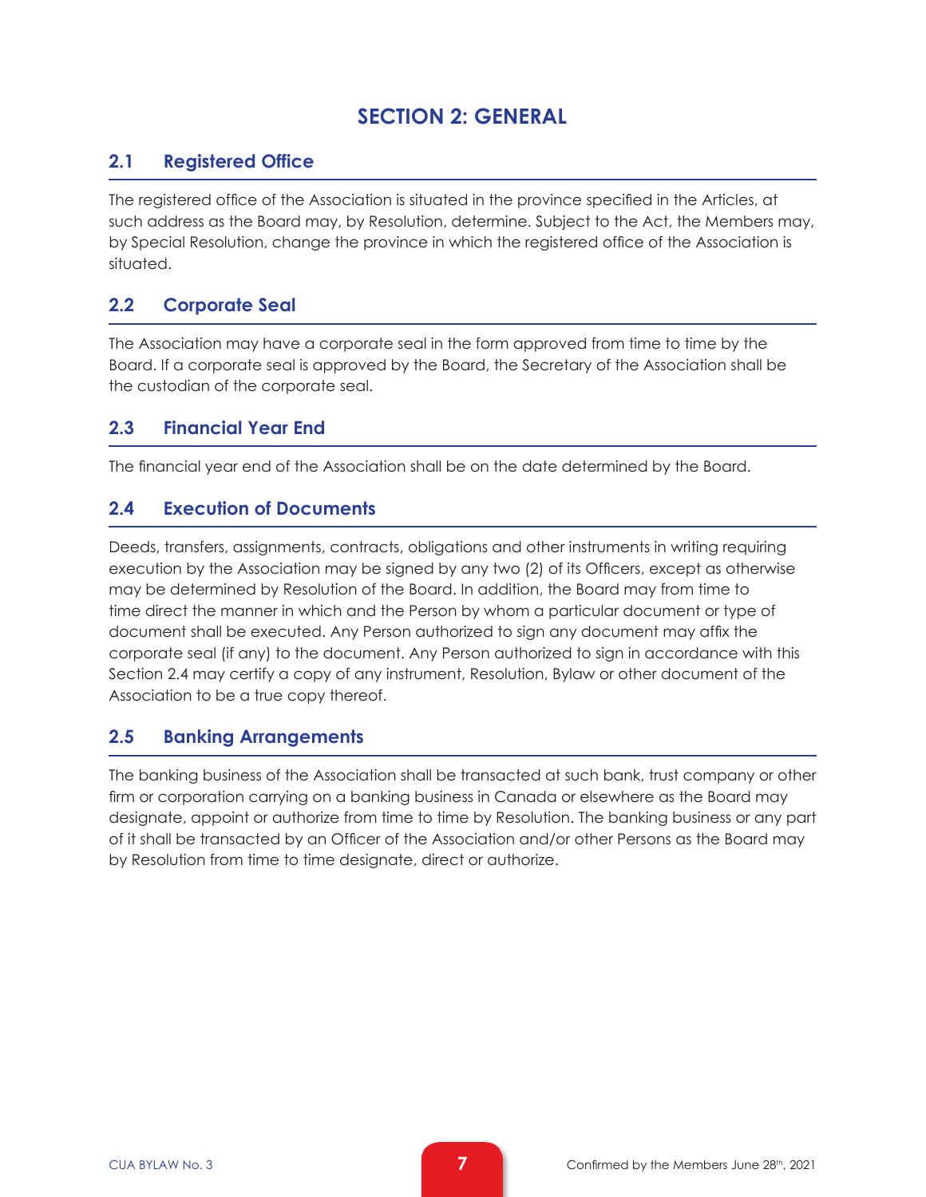# SECTION 2: GENERAL

## 2.1 Registered Office

The registered office of the Association is situated in the province specified in the Articles, at such address as the Board may, by Resolution, determine. Subject to the Act, the Members may, by Special Resolution, change the province in which the registered office of the Association is situated.

## 2.2 Corporate Seal

The Association may have a corporate seal in the form approved from time to time by the Board. If a corporate seal is approved by the Board, the Secretary of the Association shall be the custodian of the corporate seal.

## 2.3 Financial Year End

The financial year end of the Association shall be on the date determined by the Board.

## 2.4 Execution of Documents

Deeds, transfers, assignments, contracts, obligations and other instruments in writing requiring execution by the Association may be signed by any two (2) of its Officers, except as otherwise may be determined by Resolution of the Board. In addition, the Board may from time to time direct the manner in which and the Person by whom a particular document or type of document shall be executed. Any Person authorized to sign any document may affix the corporate seal (if any) to the document. Any Person authorized to sign in accordance with this Section 2.4 may certify a copy of any instrument, Resolution, Bylaw or other document of the Association to be a true copy thereof.

## 2.5 Banking Arrangements

The banking business of the Association shall be transacted at such bank, trust company or other firm or corporation carrying on a banking business in Canada or elsewhere as the Board may designate, appoint or authorize from time to time by Resolution. The banking business or any part of it shall be transacted by an Officer of the Association and/or other Persons as the Board may by Resolution from time to time designate, direct or authorize.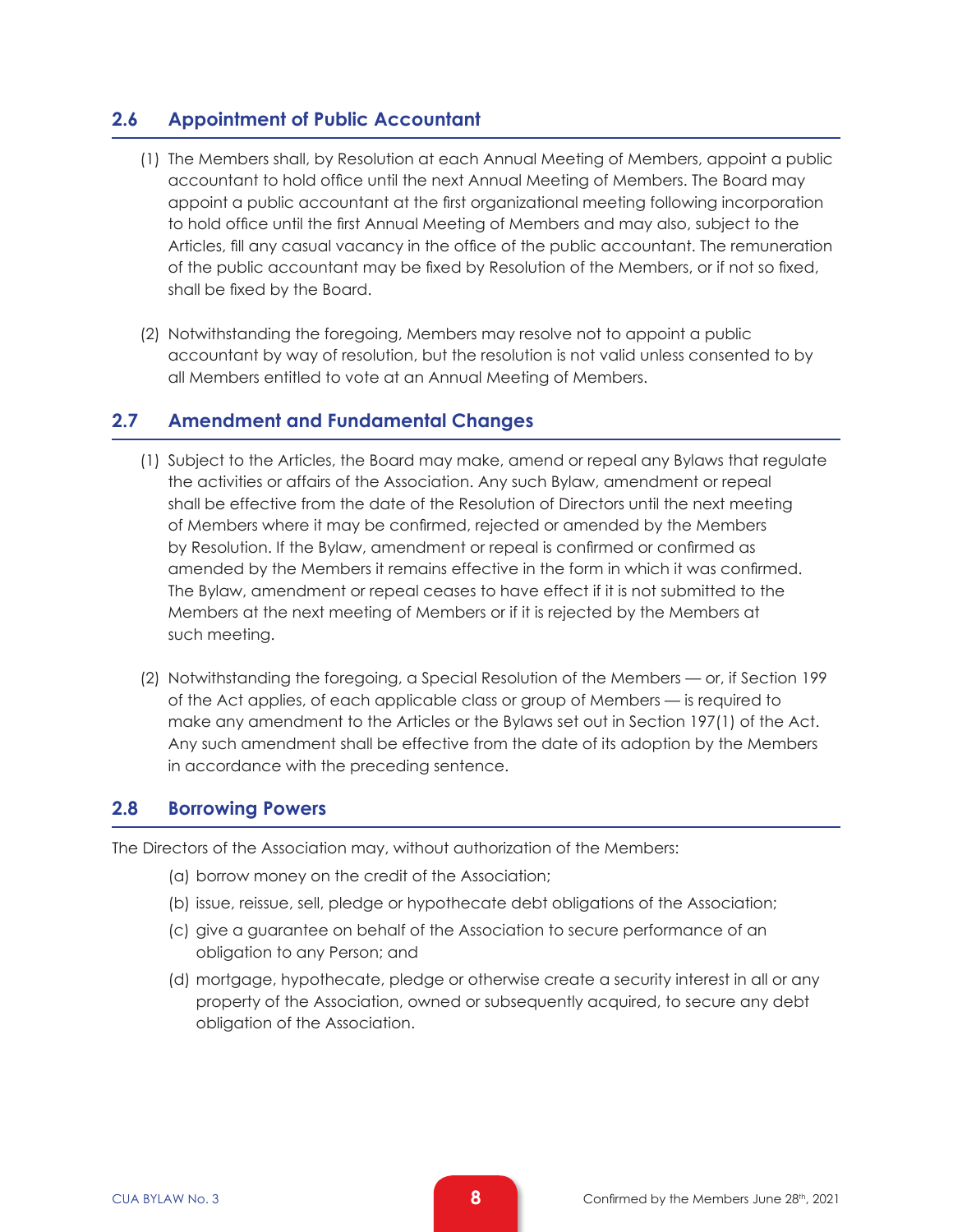## 2.6 Appointment of Public Accountant

(1) The Members shall, by Resolution at each Annual Meeting of Members, appoint a public accountant to hold office until the next Annual Meeting of Members. The Board may appoint a public accountant at the first organizational meeting following incorporation to hold office until the first Annual Meeting of Members and may also, subject to the Articles, fill any casual vacancy in the office of the public accountant. The remuneration of the public accountant may be fixed by Resolution of the Members, or if not so fixed, shall be fixed by the Board.

(2) Notwithstanding the foregoing, Members may resolve not to appoint a public accountant by way of resolution, but the resolution is not valid unless consented to by all Members entitled to vote at an Annual Meeting of Members.

## 2.7 Amendment and Fundamental Changes

(1) Subject to the Articles, the Board may make, amend or repeal any Bylaws that regulate the activities or affairs of the Association. Any such Bylaw, amendment or repeal shall be effective from the date of the Resolution of Directors until the next meeting of Members where it may be confirmed, rejected or amended by the Members by Resolution. If the Bylaw, amendment or repeal is confirmed or confirmed as amended by the Members it remains effective in the form in which it was confirmed. The Bylaw, amendment or repeal ceases to have effect if it is not submitted to the Members at the next meeting of Members or if it is rejected by the Members at such meeting.

(2) Notwithstanding the foregoing, a Special Resolution of the Members — or, if Section 199 of the Act applies, of each applicable class or group of Members — is required to make any amendment to the Articles or the Bylaws set out in Section 197(1) of the Act. Any such amendment shall be effective from the date of its adoption by the Members in accordance with the preceding sentence.

## 2.8 Borrowing Powers

The Directors of the Association may, without authorization of the Members:

(a) borrow money on the credit of the Association;

(b) issue, reissue, sell, pledge or hypothecate debt obligations of the Association;

(c) give a guarantee on behalf of the Association to secure performance of an obligation to any Person; and

(d) mortgage, hypothecate, pledge or otherwise create a security interest in all or any property of the Association, owned or subsequently acquired, to secure any debt obligation of the Association.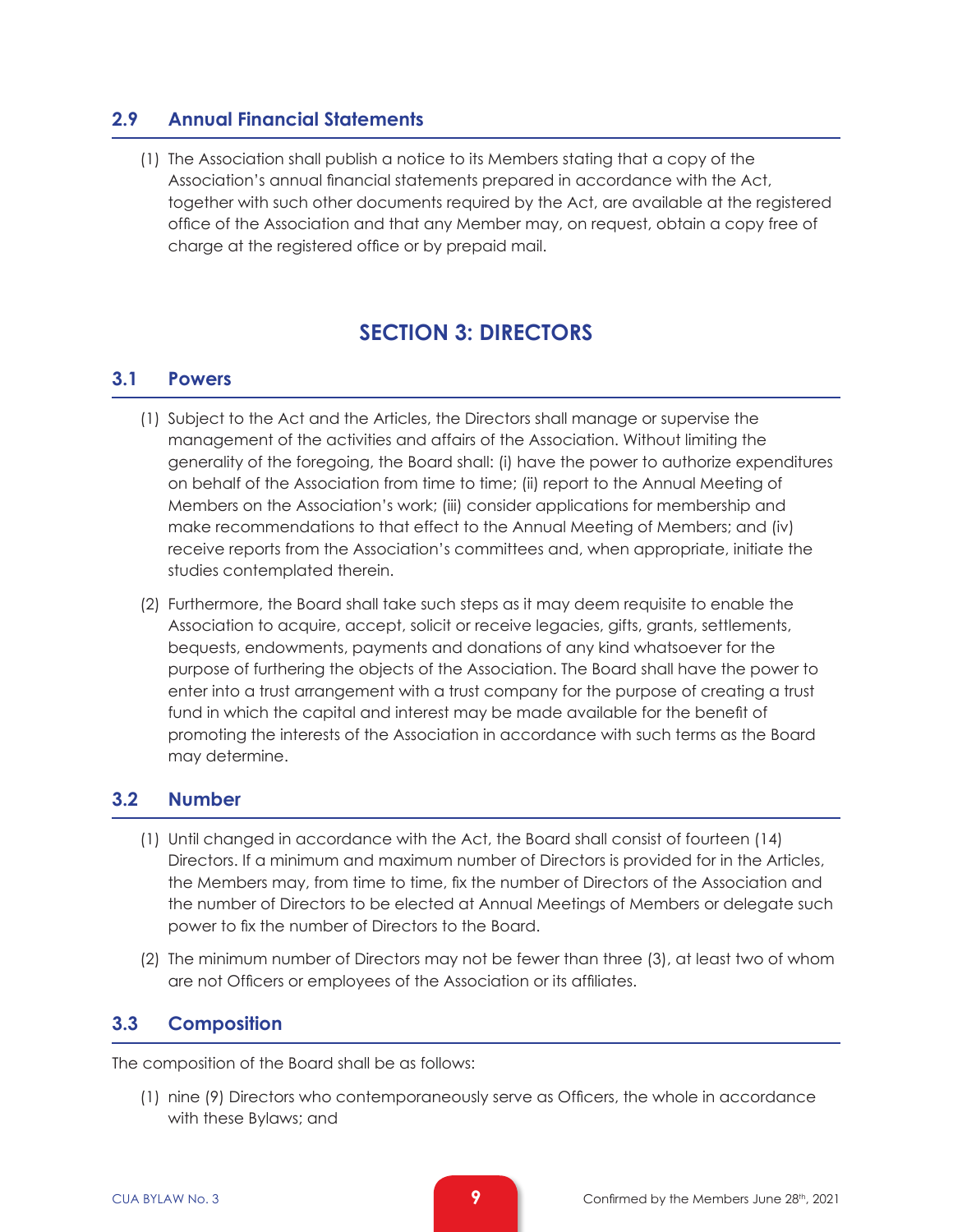## 2.9 Annual Financial Statements

(1) The Association shall publish a notice to its Members stating that a copy of the Association's annual financial statements prepared in accordance with the Act, together with such other documents required by the Act, are available at the registered office of the Association and that any Member may, on request, obtain a copy free of charge at the registered office or by prepaid mail.

# SECTION 3: DIRECTORS

## 3.1 Powers

(1) Subject to the Act and the Articles, the Directors shall manage or supervise the management of the activities and affairs of the Association. Without limiting the generality of the foregoing, the Board shall: (i) have the power to authorize expenditures on behalf of the Association from time to time; (ii) report to the Annual Meeting of Members on the Association's work; (iii) consider applications for membership and make recommendations to that effect to the Annual Meeting of Members; and (iv) receive reports from the Association's committees and, when appropriate, initiate the studies contemplated therein.

(2) Furthermore, the Board shall take such steps as it may deem requisite to enable the Association to acquire, accept, solicit or receive legacies, gifts, grants, settlements, bequests, endowments, payments and donations of any kind whatsoever for the purpose of furthering the objects of the Association. The Board shall have the power to enter into a trust arrangement with a trust company for the purpose of creating a trust fund in which the capital and interest may be made available for the benefit of promoting the interests of the Association in accordance with such terms as the Board may determine.

## 3.2 Number

(1) Until changed in accordance with the Act, the Board shall consist of fourteen (14) Directors. If a minimum and maximum number of Directors is provided for in the Articles, the Members may, from time to time, fix the number of Directors of the Association and the number of Directors to be elected at Annual Meetings of Members or delegate such power to fix the number of Directors to the Board.

(2) The minimum number of Directors may not be fewer than three (3), at least two of whom are not Officers or employees of the Association or its affiliates.

## 3.3 Composition

The composition of the Board shall be as follows:

(1) nine (9) Directors who contemporaneously serve as Officers, the whole in accordance with these Bylaws; and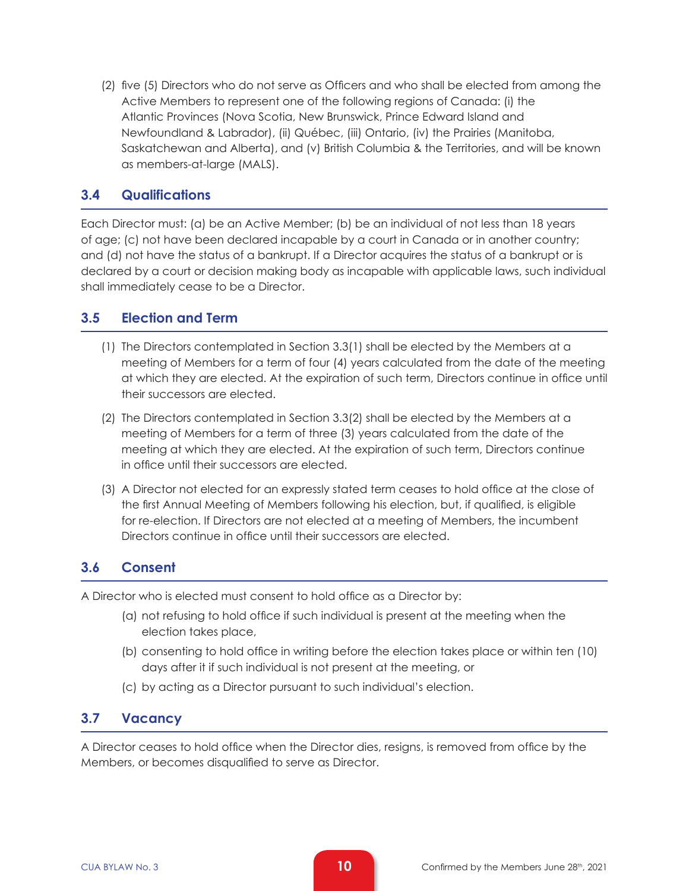(2) five (5) Directors who do not serve as Officers and who shall be elected from among the Active Members to represent one of the following regions of Canada: (i) the Atlantic Provinces (Nova Scotia, New Brunswick, Prince Edward Island and Newfoundland & Labrador), (ii) Québec, (iii) Ontario, (iv) the Prairies (Manitoba, Saskatchewan and Alberta), and (v) British Columbia & the Territories, and will be known as members-at-large (MALS).

## 3.4 Qualifications

Each Director must: (a) be an Active Member; (b) be an individual of not less than 18 years of age; (c) not have been declared incapable by a court in Canada or in another country; and (d) not have the status of a bankrupt. If a Director acquires the status of a bankrupt or is declared by a court or decision making body as incapable with applicable laws, such individual shall immediately cease to be a Director.

## 3.5 Election and Term

(1) The Directors contemplated in Section 3.3(1) shall be elected by the Members at a meeting of Members for a term of four (4) years calculated from the date of the meeting at which they are elected. At the expiration of such term, Directors continue in office until their successors are elected.

(2) The Directors contemplated in Section 3.3(2) shall be elected by the Members at a meeting of Members for a term of three (3) years calculated from the date of the meeting at which they are elected. At the expiration of such term, Directors continue in office until their successors are elected.

(3) A Director not elected for an expressly stated term ceases to hold office at the close of the first Annual Meeting of Members following his election, but, if qualified, is eligible for re-election. If Directors are not elected at a meeting of Members, the incumbent Directors continue in office until their successors are elected.

## 3.6 Consent

A Director who is elected must consent to hold office as a Director by:

(a) not refusing to hold office if such individual is present at the meeting when the election takes place,

(b) consenting to hold office in writing before the election takes place or within ten (10) days after it if such individual is not present at the meeting, or

(c) by acting as a Director pursuant to such individual's election.

## 3.7 Vacancy

A Director ceases to hold office when the Director dies, resigns, is removed from office by the Members, or becomes disqualified to serve as Director.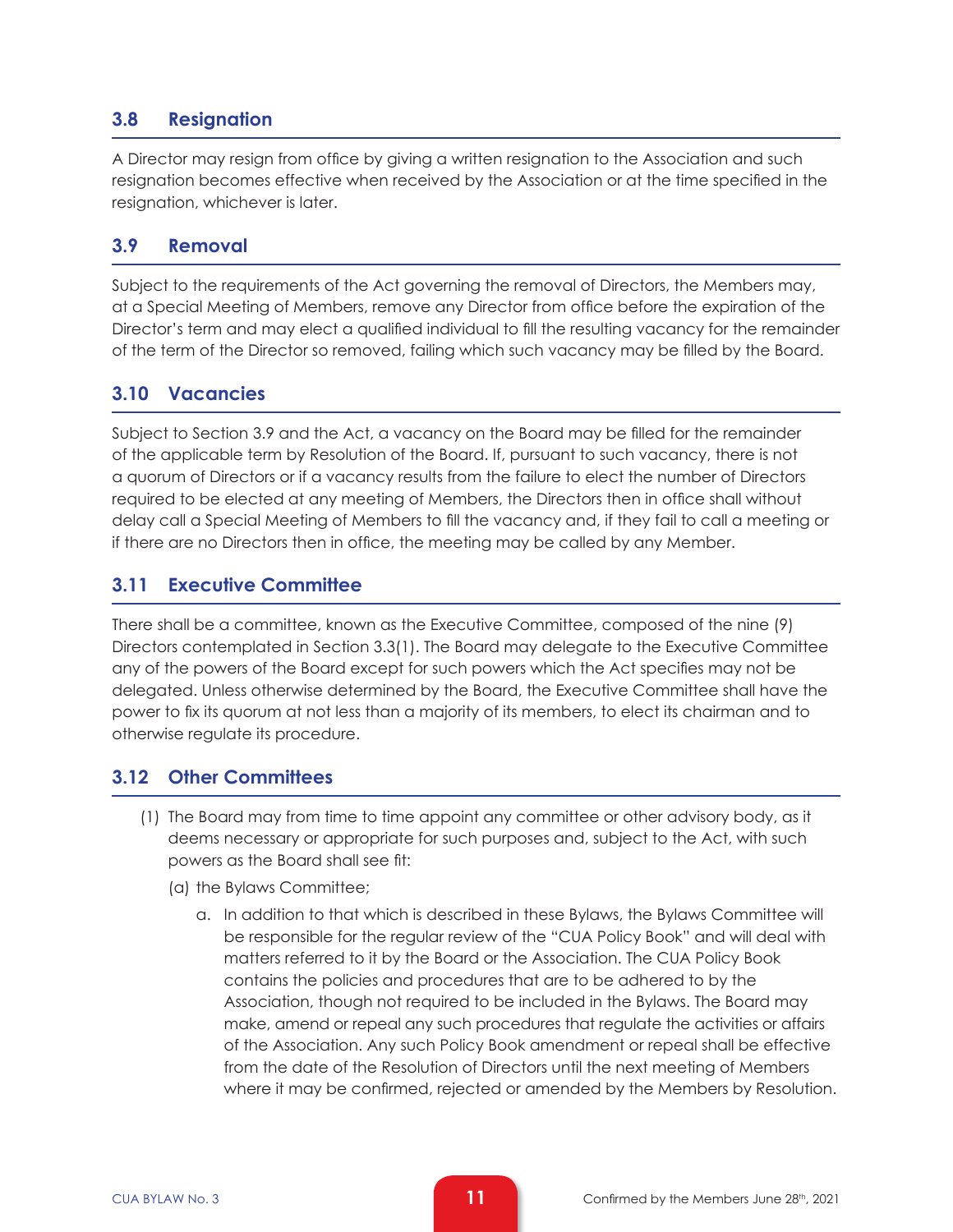## 3.8 Resignation

A Director may resign from office by giving a written resignation to the Association and such resignation becomes effective when received by the Association or at the time specified in the resignation, whichever is later.

## 3.9 Removal

Subject to the requirements of the Act governing the removal of Directors, the Members may, at a Special Meeting of Members, remove any Director from office before the expiration of the Director's term and may elect a qualified individual to fill the resulting vacancy for the remainder of the term of the Director so removed, failing which such vacancy may be filled by the Board.

## 3.10 Vacancies

Subject to Section 3.9 and the Act, a vacancy on the Board may be filled for the remainder of the applicable term by Resolution of the Board. If, pursuant to such vacancy, there is not a quorum of Directors or if a vacancy results from the failure to elect the number of Directors required to be elected at any meeting of Members, the Directors then in office shall without delay call a Special Meeting of Members to fill the vacancy and, if they fail to call a meeting or if there are no Directors then in office, the meeting may be called by any Member.

## 3.11 Executive Committee

There shall be a committee, known as the Executive Committee, composed of the nine (9) Directors contemplated in Section 3.3(1). The Board may delegate to the Executive Committee any of the powers of the Board except for such powers which the Act specifies may not be delegated. Unless otherwise determined by the Board, the Executive Committee shall have the power to fix its quorum at not less than a majority of its members, to elect its chairman and to otherwise regulate its procedure.

## 3.12 Other Committees

(1) The Board may from time to time appoint any committee or other advisory body, as it deems necessary or appropriate for such purposes and, subject to the Act, with such powers as the Board shall see fit:

   (a) the Bylaws Committee;

      a. In addition to that which is described in these Bylaws, the Bylaws Committee will be responsible for the regular review of the "CUA Policy Book" and will deal with matters referred to it by the Board or the Association. The CUA Policy Book contains the policies and procedures that are to be adhered to by the Association, though not required to be included in the Bylaws. The Board may make, amend or repeal any such procedures that regulate the activities or affairs of the Association. Any such Policy Book amendment or repeal shall be effective from the date of the Resolution of Directors until the next meeting of Members where it may be confirmed, rejected or amended by the Members by Resolution.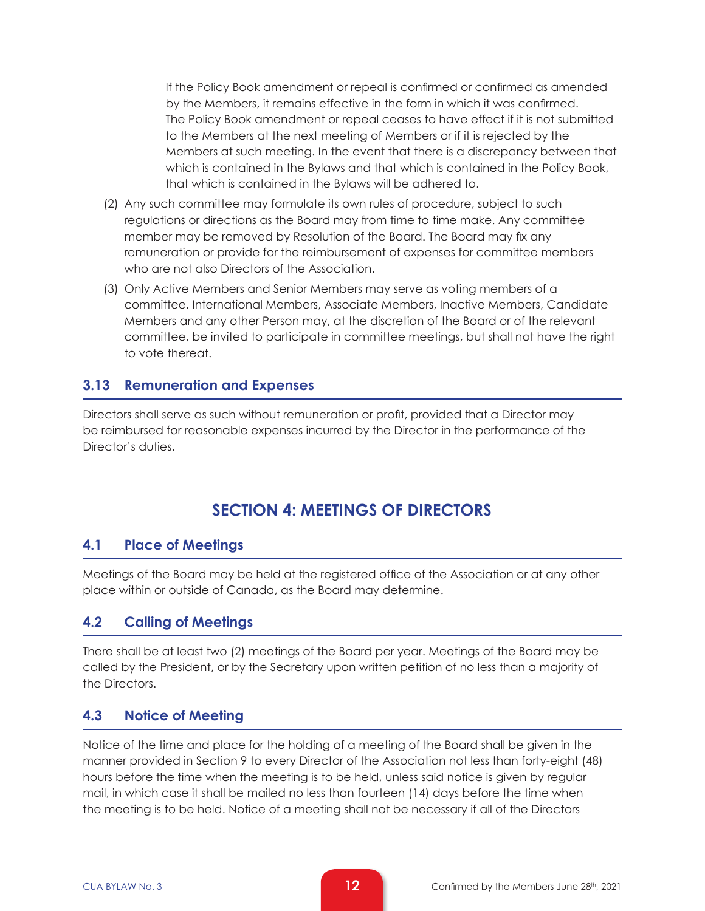If the Policy Book amendment or repeal is confirmed or confirmed as amended by the Members, it remains effective in the form in which it was confirmed. The Policy Book amendment or repeal ceases to have effect if it is not submitted to the Members at the next meeting of Members or if it is rejected by the Members at such meeting. In the event that there is a discrepancy between that which is contained in the Bylaws and that which is contained in the Policy Book, that which is contained in the Bylaws will be adhered to.

(2) Any such committee may formulate its own rules of procedure, subject to such regulations or directions as the Board may from time to time make. Any committee member may be removed by Resolution of the Board. The Board may fix any remuneration or provide for the reimbursement of expenses for committee members who are not also Directors of the Association.

(3) Only Active Members and Senior Members may serve as voting members of a committee. International Members, Associate Members, Inactive Members, Candidate Members and any other Person may, at the discretion of the Board or of the relevant committee, be invited to participate in committee meetings, but shall not have the right to vote thereat.

### 3.13 Remuneration and Expenses

Directors shall serve as such without remuneration or profit, provided that a Director may be reimbursed for reasonable expenses incurred by the Director in the performance of the Director's duties.

## SECTION 4: MEETINGS OF DIRECTORS

### 4.1 Place of Meetings

Meetings of the Board may be held at the registered office of the Association or at any other place within or outside of Canada, as the Board may determine.

### 4.2 Calling of Meetings

There shall be at least two (2) meetings of the Board per year. Meetings of the Board may be called by the President, or by the Secretary upon written petition of no less than a majority of the Directors.

### 4.3 Notice of Meeting

Notice of the time and place for the holding of a meeting of the Board shall be given in the manner provided in Section 9 to every Director of the Association not less than forty-eight (48) hours before the time when the meeting is to be held, unless said notice is given by regular mail, in which case it shall be mailed no less than fourteen (14) days before the time when the meeting is to be held. Notice of a meeting shall not be necessary if all of the Directors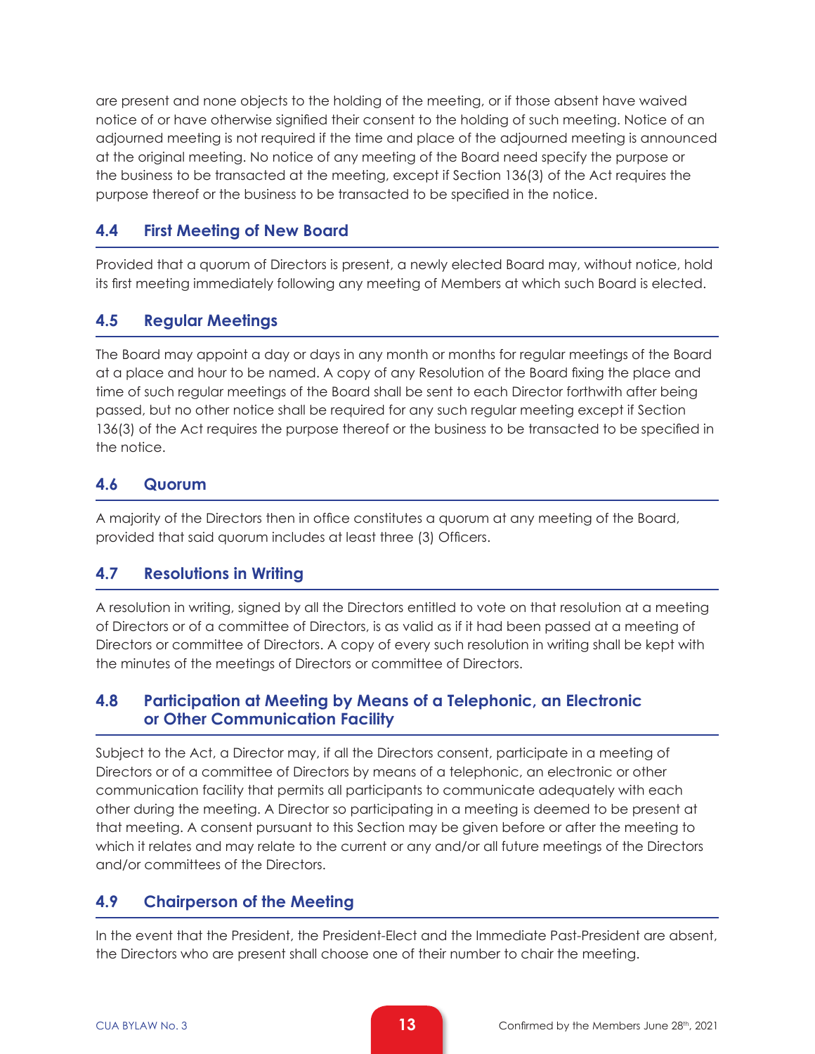are present and none objects to the holding of the meeting, or if those absent have waived notice of or have otherwise signified their consent to the holding of such meeting. Notice of an adjourned meeting is not required if the time and place of the adjourned meeting is announced at the original meeting. No notice of any meeting of the Board need specify the purpose or the business to be transacted at the meeting, except if Section 136(3) of the Act requires the purpose thereof or the business to be transacted to be specified in the notice.

### 4.4 First Meeting of New Board

Provided that a quorum of Directors is present, a newly elected Board may, without notice, hold its first meeting immediately following any meeting of Members at which such Board is elected.

### 4.5 Regular Meetings

The Board may appoint a day or days in any month or months for regular meetings of the Board at a place and hour to be named. A copy of any Resolution of the Board fixing the place and time of such regular meetings of the Board shall be sent to each Director forthwith after being passed, but no other notice shall be required for any such regular meeting except if Section 136(3) of the Act requires the purpose thereof or the business to be transacted to be specified in the notice.

### 4.6 Quorum

A majority of the Directors then in office constitutes a quorum at any meeting of the Board, provided that said quorum includes at least three (3) Officers.

### 4.7 Resolutions in Writing

A resolution in writing, signed by all the Directors entitled to vote on that resolution at a meeting of Directors or of a committee of Directors, is as valid as if it had been passed at a meeting of Directors or committee of Directors. A copy of every such resolution in writing shall be kept with the minutes of the meetings of Directors or committee of Directors.

### 4.8 Participation at Meeting by Means of a Telephonic, an Electronic or Other Communication Facility

Subject to the Act, a Director may, if all the Directors consent, participate in a meeting of Directors or of a committee of Directors by means of a telephonic, an electronic or other communication facility that permits all participants to communicate adequately with each other during the meeting. A Director so participating in a meeting is deemed to be present at that meeting. A consent pursuant to this Section may be given before or after the meeting to which it relates and may relate to the current or any and/or all future meetings of the Directors and/or committees of the Directors.

### 4.9 Chairperson of the Meeting

In the event that the President, the President-Elect and the Immediate Past-President are absent, the Directors who are present shall choose one of their number to chair the meeting.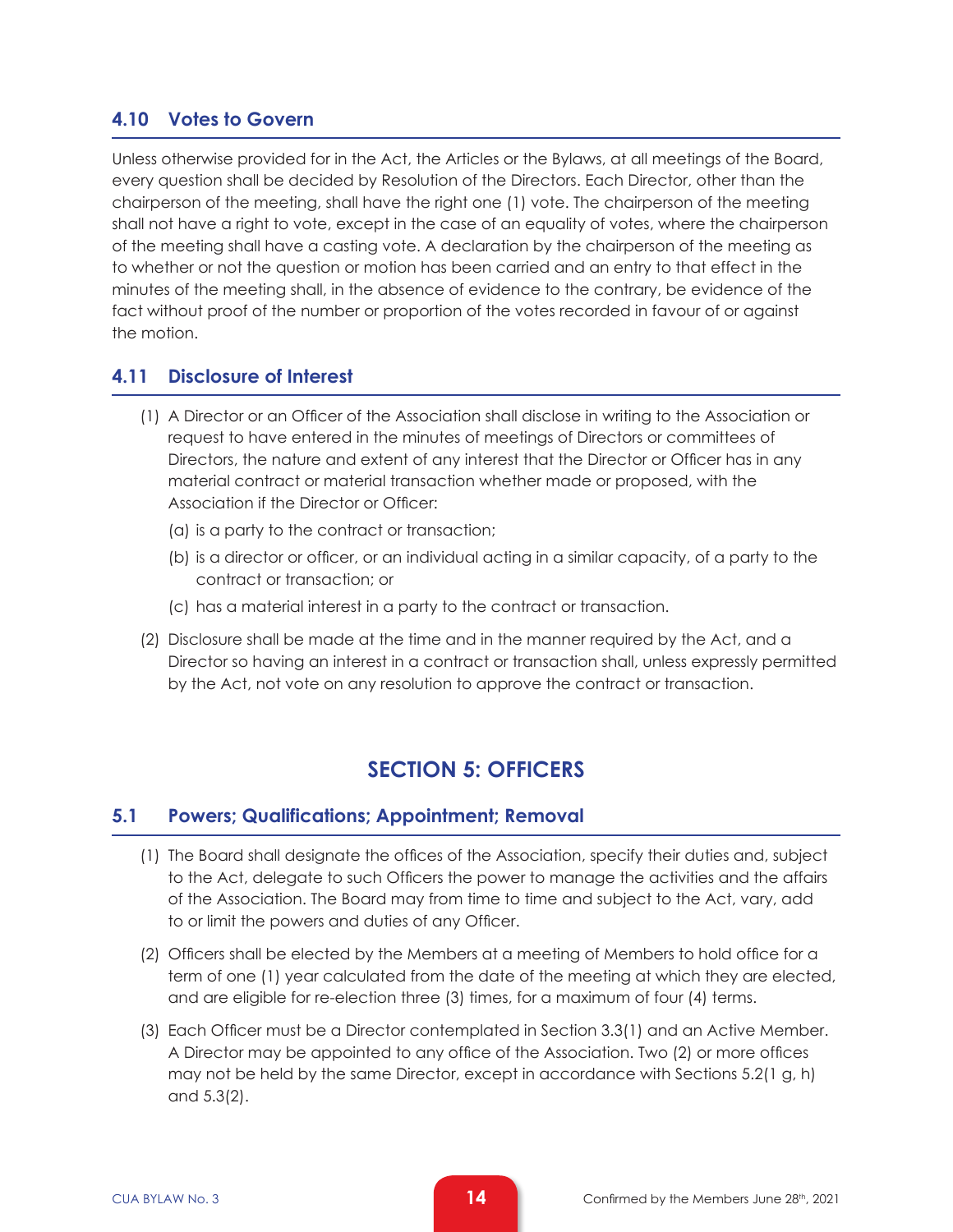### 4.10 Votes to Govern

Unless otherwise provided for in the Act, the Articles or the Bylaws, at all meetings of the Board, every question shall be decided by Resolution of the Directors. Each Director, other than the chairperson of the meeting, shall have the right one (1) vote. The chairperson of the meeting shall not have a right to vote, except in the case of an equality of votes, where the chairperson of the meeting shall have a casting vote. A declaration by the chairperson of the meeting as to whether or not the question or motion has been carried and an entry to that effect in the minutes of the meeting shall, in the absence of evidence to the contrary, be evidence of the fact without proof of the number or proportion of the votes recorded in favour of or against the motion.

### 4.11 Disclosure of Interest

(1) A Director or an Officer of the Association shall disclose in writing to the Association or request to have entered in the minutes of meetings of Directors or committees of Directors, the nature and extent of any interest that the Director or Officer has in any material contract or material transaction whether made or proposed, with the Association if the Director or Officer:

(a) is a party to the contract or transaction;

(b) is a director or officer, or an individual acting in a similar capacity, of a party to the contract or transaction; or

(c) has a material interest in a party to the contract or transaction.

(2) Disclosure shall be made at the time and in the manner required by the Act, and a Director so having an interest in a contract or transaction shall, unless expressly permitted by the Act, not vote on any resolution to approve the contract or transaction.

## SECTION 5: OFFICERS

### 5.1 Powers; Qualifications; Appointment; Removal

(1) The Board shall designate the offices of the Association, specify their duties and, subject to the Act, delegate to such Officers the power to manage the activities and the affairs of the Association. The Board may from time to time and subject to the Act, vary, add to or limit the powers and duties of any Officer.

(2) Officers shall be elected by the Members at a meeting of Members to hold office for a term of one (1) year calculated from the date of the meeting at which they are elected, and are eligible for re-election three (3) times, for a maximum of four (4) terms.

(3) Each Officer must be a Director contemplated in Section 3.3(1) and an Active Member. A Director may be appointed to any office of the Association. Two (2) or more offices may not be held by the same Director, except in accordance with Sections 5.2(1 g, h) and 5.3(2).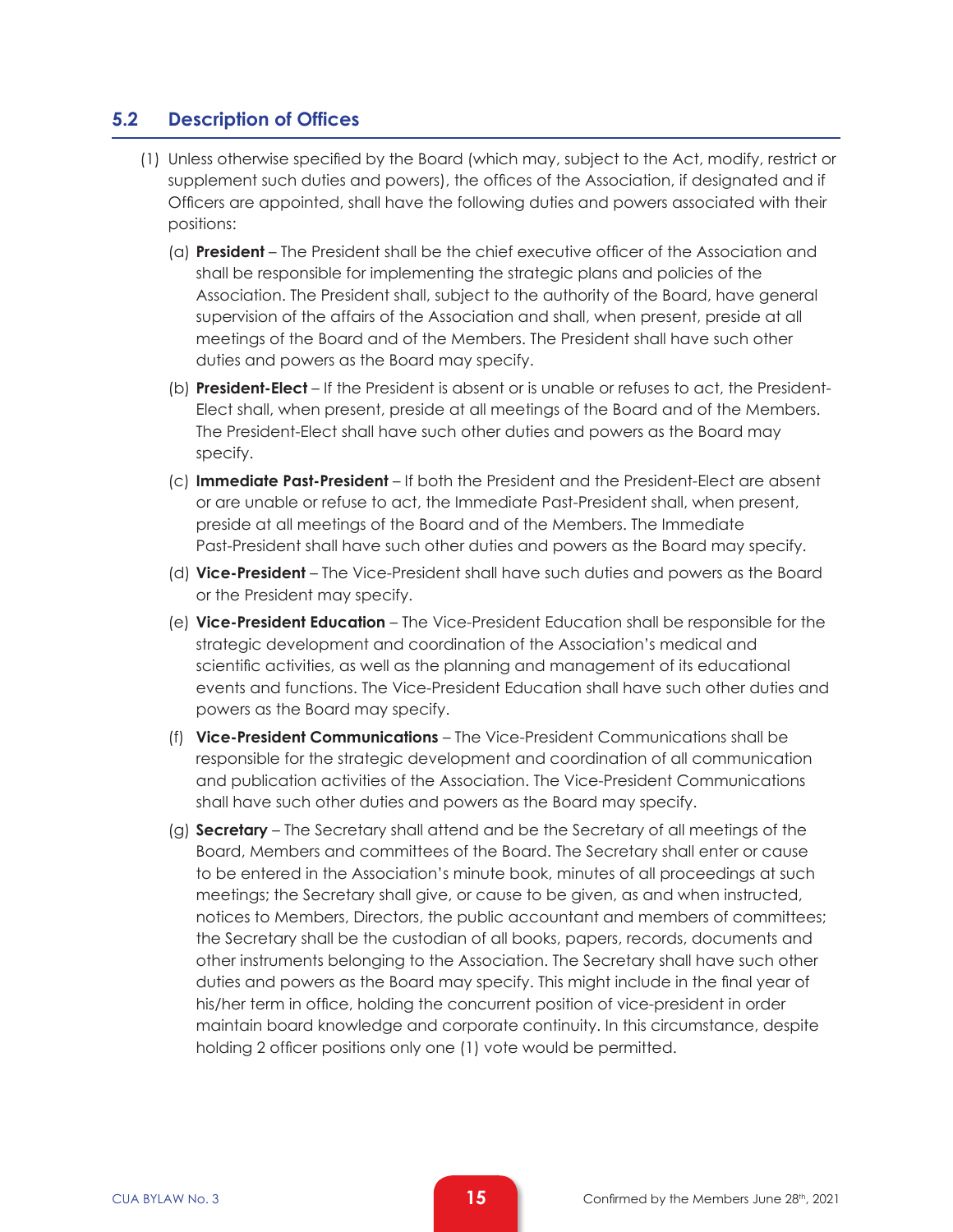## 5.2 Description of Offices

(1) Unless otherwise specified by the Board (which may, subject to the Act, modify, restrict or supplement such duties and powers), the offices of the Association, if designated and if Officers are appointed, shall have the following duties and powers associated with their positions:

(a) **President** – The President shall be the chief executive officer of the Association and shall be responsible for implementing the strategic plans and policies of the Association. The President shall, subject to the authority of the Board, have general supervision of the affairs of the Association and shall, when present, preside at all meetings of the Board and of the Members. The President shall have such other duties and powers as the Board may specify.

(b) **President-Elect** – If the President is absent or is unable or refuses to act, the President-Elect shall, when present, preside at all meetings of the Board and of the Members. The President-Elect shall have such other duties and powers as the Board may specify.

(c) **Immediate Past-President** – If both the President and the President-Elect are absent or are unable or refuse to act, the Immediate Past-President shall, when present, preside at all meetings of the Board and of the Members. The Immediate Past-President shall have such other duties and powers as the Board may specify.

(d) **Vice-President** – The Vice-President shall have such duties and powers as the Board or the President may specify.

(e) **Vice-President Education** – The Vice-President Education shall be responsible for the strategic development and coordination of the Association's medical and scientific activities, as well as the planning and management of its educational events and functions. The Vice-President Education shall have such other duties and powers as the Board may specify.

(f) **Vice-President Communications** – The Vice-President Communications shall be responsible for the strategic development and coordination of all communication and publication activities of the Association. The Vice-President Communications shall have such other duties and powers as the Board may specify.

(g) **Secretary** – The Secretary shall attend and be the Secretary of all meetings of the Board, Members and committees of the Board. The Secretary shall enter or cause to be entered in the Association's minute book, minutes of all proceedings at such meetings; the Secretary shall give, or cause to be given, as and when instructed, notices to Members, Directors, the public accountant and members of committees; the Secretary shall be the custodian of all books, papers, records, documents and other instruments belonging to the Association. The Secretary shall have such other duties and powers as the Board may specify. This might include in the final year of his/her term in office, holding the concurrent position of vice-president in order maintain board knowledge and corporate continuity. In this circumstance, despite holding 2 officer positions only one (1) vote would be permitted.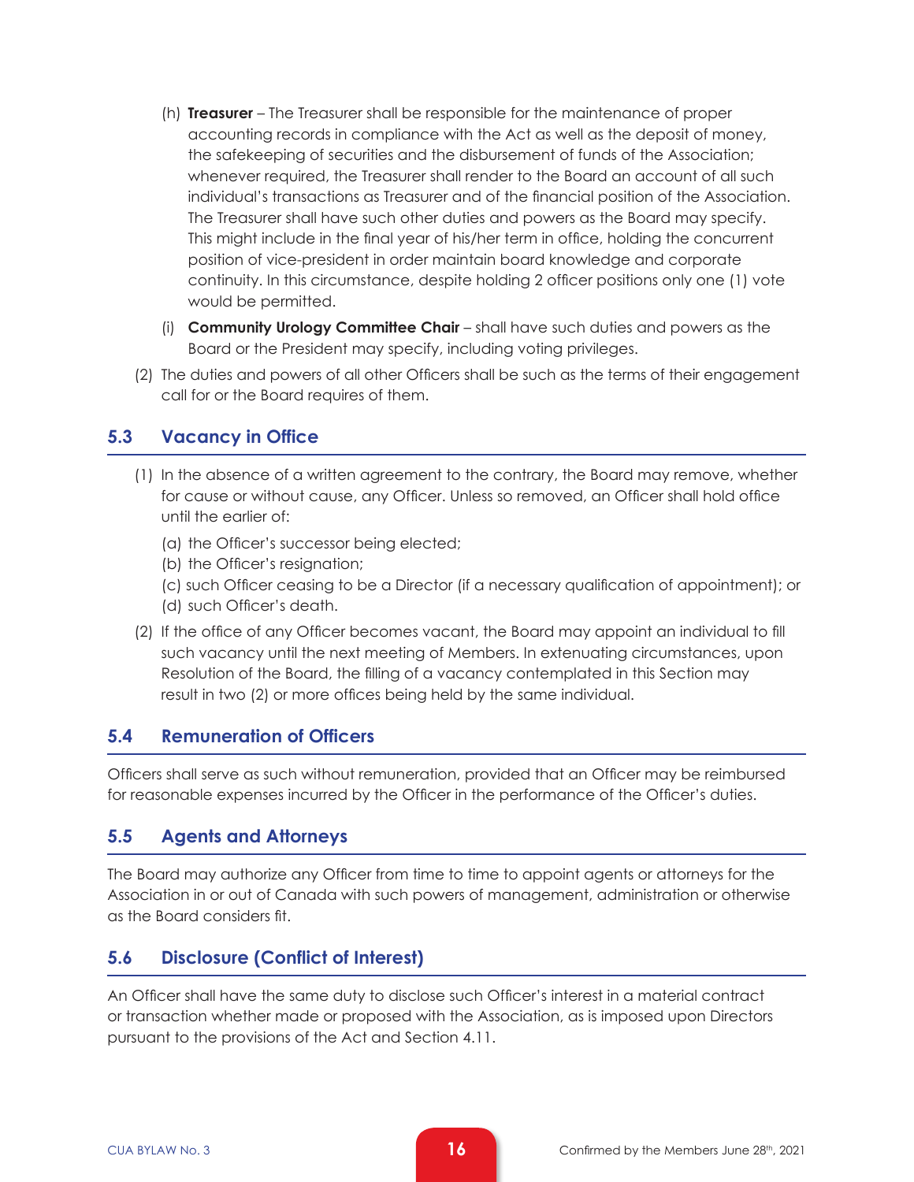(h) **Treasurer** – The Treasurer shall be responsible for the maintenance of proper accounting records in compliance with the Act as well as the deposit of money, the safekeeping of securities and the disbursement of funds of the Association; whenever required, the Treasurer shall render to the Board an account of all such individual's transactions as Treasurer and of the financial position of the Association. The Treasurer shall have such other duties and powers as the Board may specify. This might include in the final year of his/her term in office, holding the concurrent position of vice-president in order maintain board knowledge and corporate continuity. In this circumstance, despite holding 2 officer positions only one (1) vote would be permitted.

(i) **Community Urology Committee Chair** – shall have such duties and powers as the Board or the President may specify, including voting privileges.

(2) The duties and powers of all other Officers shall be such as the terms of their engagement call for or the Board requires of them.

## 5.3 Vacancy in Office

(1) In the absence of a written agreement to the contrary, the Board may remove, whether for cause or without cause, any Officer. Unless so removed, an Officer shall hold office until the earlier of:

(a) the Officer's successor being elected;
(b) the Officer's resignation;
(c) such Officer ceasing to be a Director (if a necessary qualification of appointment); or
(d) such Officer's death.

(2) If the office of any Officer becomes vacant, the Board may appoint an individual to fill such vacancy until the next meeting of Members. In extenuating circumstances, upon Resolution of the Board, the filling of a vacancy contemplated in this Section may result in two (2) or more offices being held by the same individual.

## 5.4 Remuneration of Officers

Officers shall serve as such without remuneration, provided that an Officer may be reimbursed for reasonable expenses incurred by the Officer in the performance of the Officer's duties.

## 5.5 Agents and Attorneys

The Board may authorize any Officer from time to time to appoint agents or attorneys for the Association in or out of Canada with such powers of management, administration or otherwise as the Board considers fit.

## 5.6 Disclosure (Conflict of Interest)

An Officer shall have the same duty to disclose such Officer's interest in a material contract or transaction whether made or proposed with the Association, as is imposed upon Directors pursuant to the provisions of the Act and Section 4.11.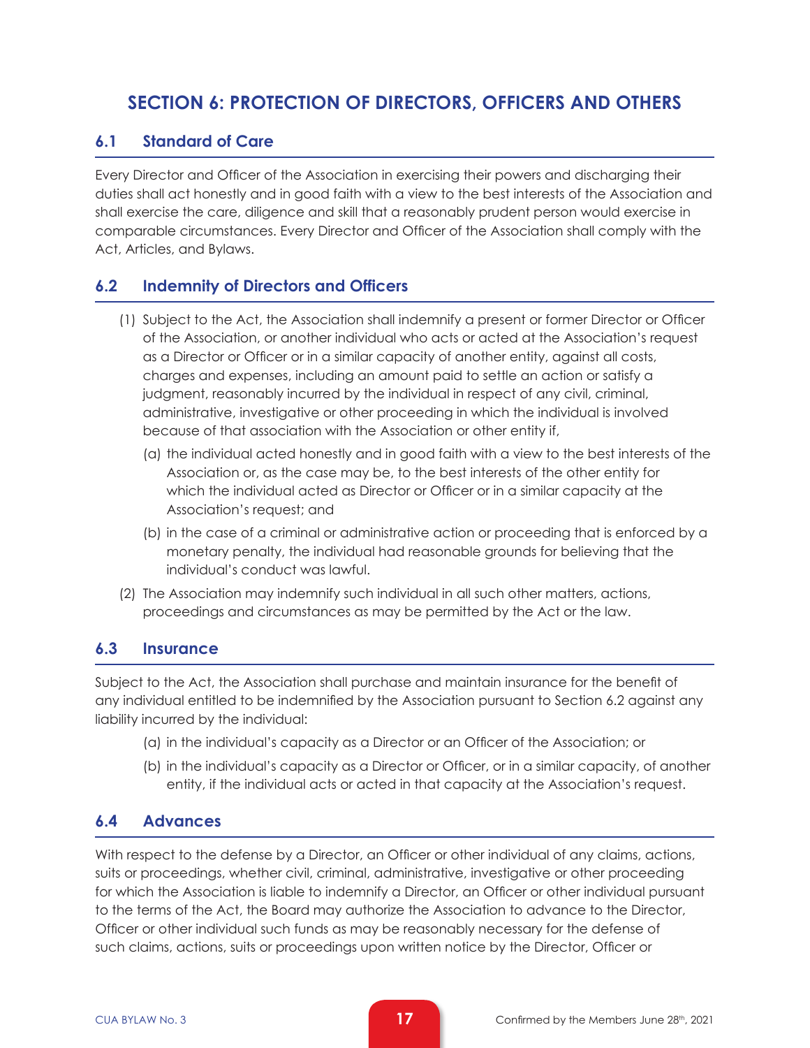# SECTION 6: PROTECTION OF DIRECTORS, OFFICERS AND OTHERS

## 6.1 Standard of Care

Every Director and Officer of the Association in exercising their powers and discharging their duties shall act honestly and in good faith with a view to the best interests of the Association and shall exercise the care, diligence and skill that a reasonably prudent person would exercise in comparable circumstances. Every Director and Officer of the Association shall comply with the Act, Articles, and Bylaws.

## 6.2 Indemnity of Directors and Officers

(1) Subject to the Act, the Association shall indemnify a present or former Director or Officer of the Association, or another individual who acts or acted at the Association's request as a Director or Officer or in a similar capacity of another entity, against all costs, charges and expenses, including an amount paid to settle an action or satisfy a judgment, reasonably incurred by the individual in respect of any civil, criminal, administrative, investigative or other proceeding in which the individual is involved because of that association with the Association or other entity if,

   (a) the individual acted honestly and in good faith with a view to the best interests of the Association or, as the case may be, to the best interests of the other entity for which the individual acted as Director or Officer or in a similar capacity at the Association's request; and

   (b) in the case of a criminal or administrative action or proceeding that is enforced by a monetary penalty, the individual had reasonable grounds for believing that the individual's conduct was lawful.

(2) The Association may indemnify such individual in all such other matters, actions, proceedings and circumstances as may be permitted by the Act or the law.

## 6.3 Insurance

Subject to the Act, the Association shall purchase and maintain insurance for the benefit of any individual entitled to be indemnified by the Association pursuant to Section 6.2 against any liability incurred by the individual:

(a) in the individual's capacity as a Director or an Officer of the Association; or

(b) in the individual's capacity as a Director or Officer, or in a similar capacity, of another entity, if the individual acts or acted in that capacity at the Association's request.

## 6.4 Advances

With respect to the defense by a Director, an Officer or other individual of any claims, actions, suits or proceedings, whether civil, criminal, administrative, investigative or other proceeding for which the Association is liable to indemnify a Director, an Officer or other individual pursuant to the terms of the Act, the Board may authorize the Association to advance to the Director, Officer or other individual such funds as may be reasonably necessary for the defense of such claims, actions, suits or proceedings upon written notice by the Director, Officer or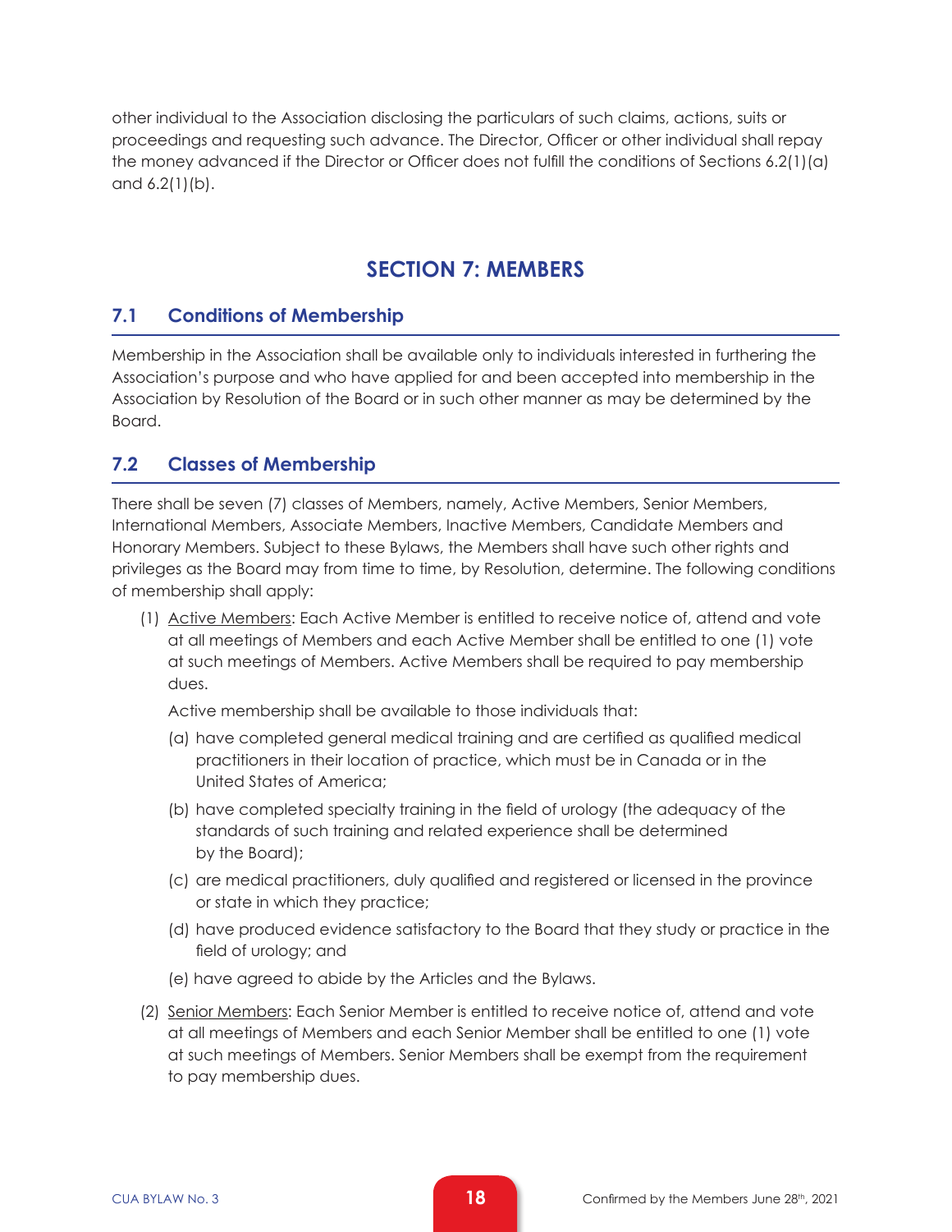other individual to the Association disclosing the particulars of such claims, actions, suits or proceedings and requesting such advance. The Director, Officer or other individual shall repay the money advanced if the Director or Officer does not fulfill the conditions of Sections 6.2(1)(a) and 6.2(1)(b).

# SECTION 7: MEMBERS

## 7.1 Conditions of Membership

Membership in the Association shall be available only to individuals interested in furthering the Association's purpose and who have applied for and been accepted into membership in the Association by Resolution of the Board or in such other manner as may be determined by the Board.

## 7.2 Classes of Membership

There shall be seven (7) classes of Members, namely, Active Members, Senior Members, International Members, Associate Members, Inactive Members, Candidate Members and Honorary Members. Subject to these Bylaws, the Members shall have such other rights and privileges as the Board may from time to time, by Resolution, determine. The following conditions of membership shall apply:

(1) <u>Active Members</u>: Each Active Member is entitled to receive notice of, attend and vote at all meetings of Members and each Active Member shall be entitled to one (1) vote at such meetings of Members. Active Members shall be required to pay membership dues.

Active membership shall be available to those individuals that:

(a) have completed general medical training and are certified as qualified medical practitioners in their location of practice, which must be in Canada or in the United States of America;

(b) have completed specialty training in the field of urology (the adequacy of the standards of such training and related experience shall be determined by the Board);

(c) are medical practitioners, duly qualified and registered or licensed in the province or state in which they practice;

(d) have produced evidence satisfactory to the Board that they study or practice in the field of urology; and

(e) have agreed to abide by the Articles and the Bylaws.

(2) <u>Senior Members</u>: Each Senior Member is entitled to receive notice of, attend and vote at all meetings of Members and each Senior Member shall be entitled to one (1) vote at such meetings of Members. Senior Members shall be exempt from the requirement to pay membership dues.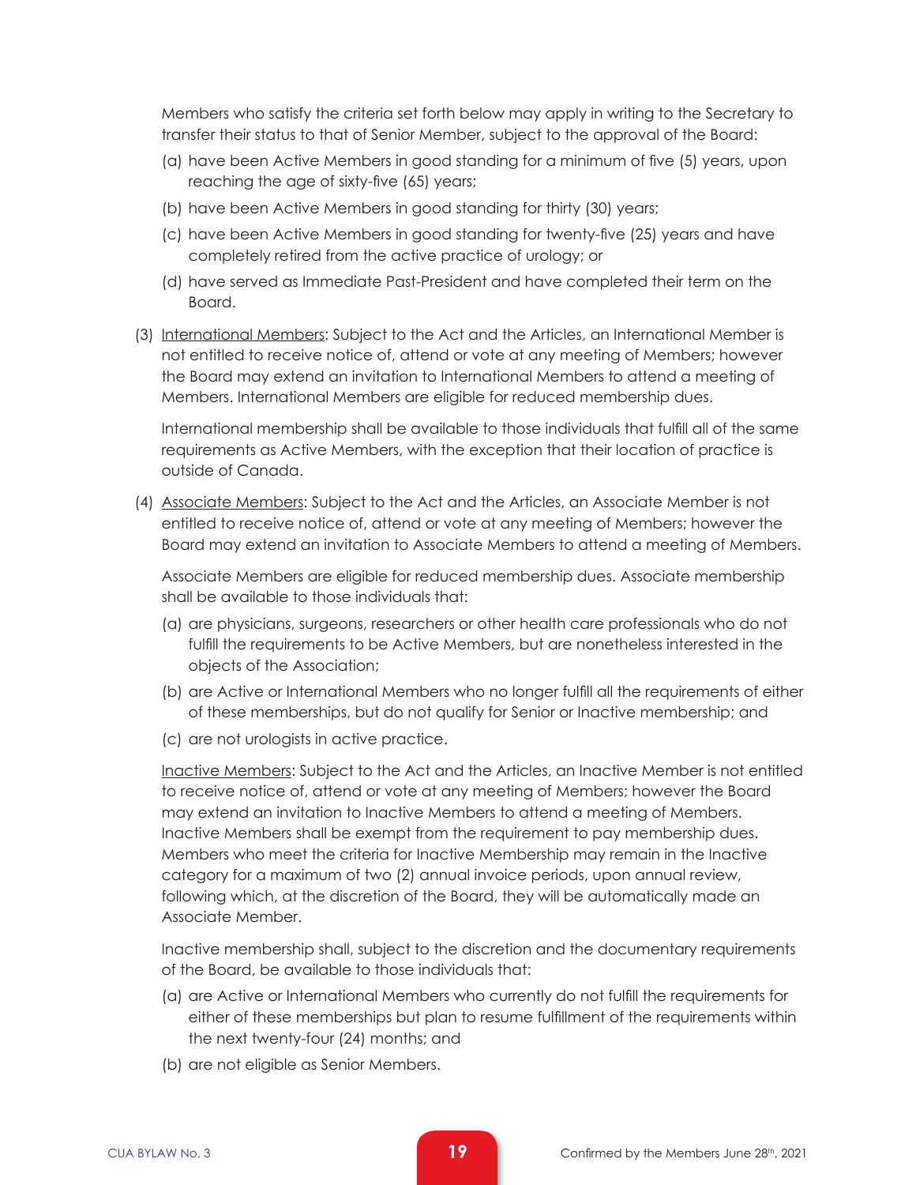Members who satisfy the criteria set forth below may apply in writing to the Secretary to transfer their status to that of Senior Member, subject to the approval of the Board:

(a) have been Active Members in good standing for a minimum of five (5) years, upon reaching the age of sixty-five (65) years;

(b) have been Active Members in good standing for thirty (30) years;

(c) have been Active Members in good standing for twenty-five (25) years and have completely retired from the active practice of urology; or

(d) have served as Immediate Past-President and have completed their term on the Board.

(3) International Members: Subject to the Act and the Articles, an International Member is not entitled to receive notice of, attend or vote at any meeting of Members; however the Board may extend an invitation to International Members to attend a meeting of Members. International Members are eligible for reduced membership dues.

International membership shall be available to those individuals that fulfill all of the same requirements as Active Members, with the exception that their location of practice is outside of Canada.

(4) Associate Members: Subject to the Act and the Articles, an Associate Member is not entitled to receive notice of, attend or vote at any meeting of Members; however the Board may extend an invitation to Associate Members to attend a meeting of Members.

Associate Members are eligible for reduced membership dues. Associate membership shall be available to those individuals that:

(a) are physicians, surgeons, researchers or other health care professionals who do not fulfill the requirements to be Active Members, but are nonetheless interested in the objects of the Association;

(b) are Active or International Members who no longer fulfill all the requirements of either of these memberships, but do not qualify for Senior or Inactive membership; and

(c) are not urologists in active practice.

Inactive Members: Subject to the Act and the Articles, an Inactive Member is not entitled to receive notice of, attend or vote at any meeting of Members; however the Board may extend an invitation to Inactive Members to attend a meeting of Members. Inactive Members shall be exempt from the requirement to pay membership dues. Members who meet the criteria for Inactive Membership may remain in the Inactive category for a maximum of two (2) annual invoice periods, upon annual review, following which, at the discretion of the Board, they will be automatically made an Associate Member.

Inactive membership shall, subject to the discretion and the documentary requirements of the Board, be available to those individuals that:

(a) are Active or International Members who currently do not fulfill the requirements for either of these memberships but plan to resume fulfillment of the requirements within the next twenty-four (24) months; and

(b) are not eligible as Senior Members.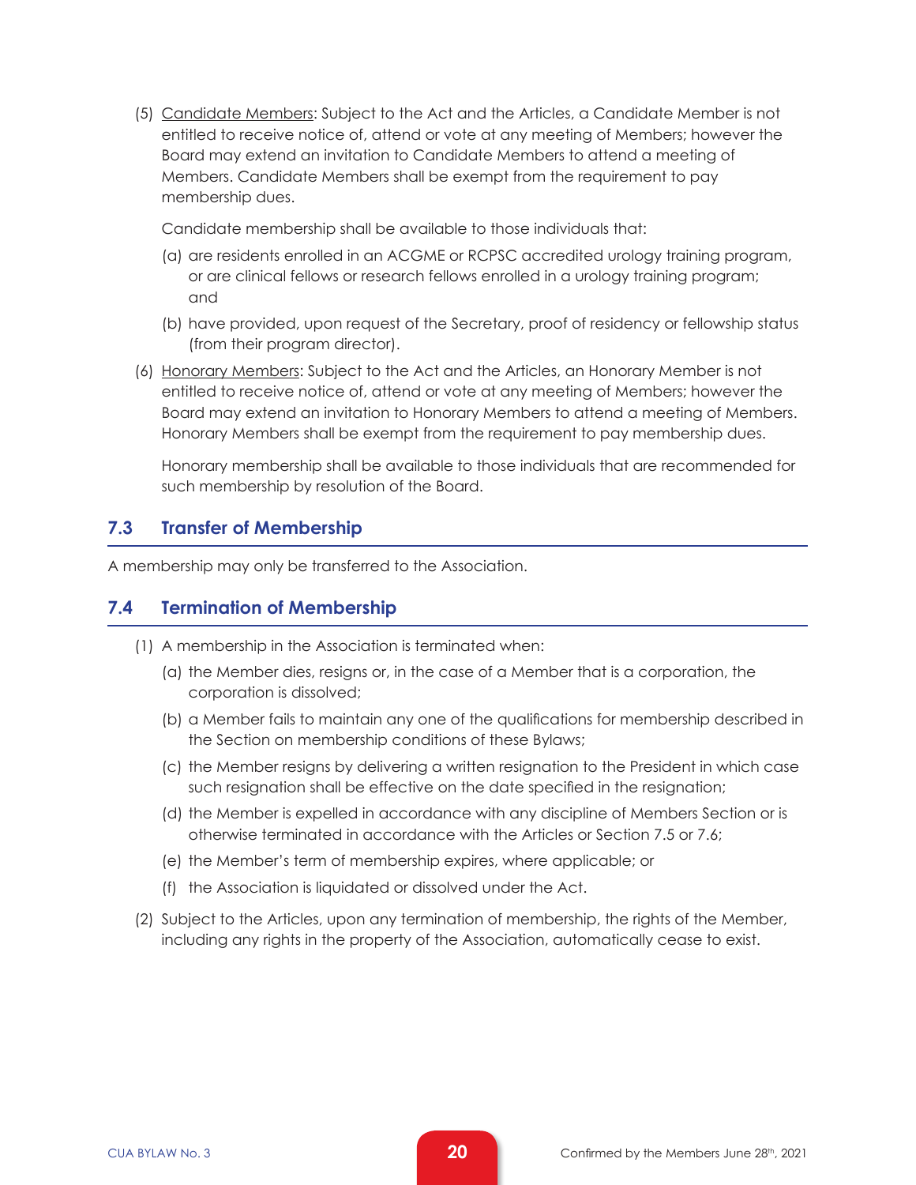(5) Candidate Members: Subject to the Act and the Articles, a Candidate Member is not entitled to receive notice of, attend or vote at any meeting of Members; however the Board may extend an invitation to Candidate Members to attend a meeting of Members. Candidate Members shall be exempt from the requirement to pay membership dues.

Candidate membership shall be available to those individuals that:

(a) are residents enrolled in an ACGME or RCPSC accredited urology training program, or are clinical fellows or research fellows enrolled in a urology training program; and

(b) have provided, upon request of the Secretary, proof of residency or fellowship status (from their program director).

(6) Honorary Members: Subject to the Act and the Articles, an Honorary Member is not entitled to receive notice of, attend or vote at any meeting of Members; however the Board may extend an invitation to Honorary Members to attend a meeting of Members. Honorary Members shall be exempt from the requirement to pay membership dues.

Honorary membership shall be available to those individuals that are recommended for such membership by resolution of the Board.

## 7.3 Transfer of Membership

A membership may only be transferred to the Association.

## 7.4 Termination of Membership

(1) A membership in the Association is terminated when:

(a) the Member dies, resigns or, in the case of a Member that is a corporation, the corporation is dissolved;

(b) a Member fails to maintain any one of the qualifications for membership described in the Section on membership conditions of these Bylaws;

(c) the Member resigns by delivering a written resignation to the President in which case such resignation shall be effective on the date specified in the resignation;

(d) the Member is expelled in accordance with any discipline of Members Section or is otherwise terminated in accordance with the Articles or Section 7.5 or 7.6;

(e) the Member's term of membership expires, where applicable; or

(f) the Association is liquidated or dissolved under the Act.

(2) Subject to the Articles, upon any termination of membership, the rights of the Member, including any rights in the property of the Association, automatically cease to exist.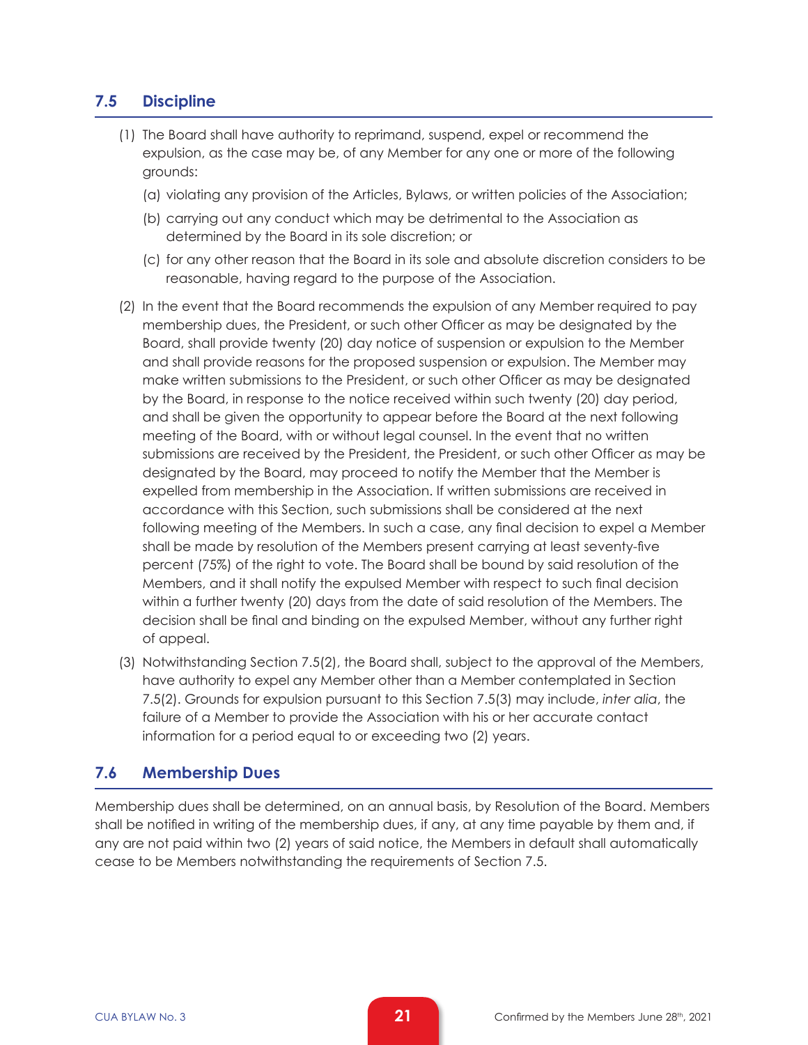## 7.5 Discipline

(1) The Board shall have authority to reprimand, suspend, expel or recommend the expulsion, as the case may be, of any Member for any one or more of the following grounds:

(a) violating any provision of the Articles, Bylaws, or written policies of the Association;

(b) carrying out any conduct which may be detrimental to the Association as determined by the Board in its sole discretion; or

(c) for any other reason that the Board in its sole and absolute discretion considers to be reasonable, having regard to the purpose of the Association.

(2) In the event that the Board recommends the expulsion of any Member required to pay membership dues, the President, or such other Officer as may be designated by the Board, shall provide twenty (20) day notice of suspension or expulsion to the Member and shall provide reasons for the proposed suspension or expulsion. The Member may make written submissions to the President, or such other Officer as may be designated by the Board, in response to the notice received within such twenty (20) day period, and shall be given the opportunity to appear before the Board at the next following meeting of the Board, with or without legal counsel. In the event that no written submissions are received by the President, the President, or such other Officer as may be designated by the Board, may proceed to notify the Member that the Member is expelled from membership in the Association. If written submissions are received in accordance with this Section, such submissions shall be considered at the next following meeting of the Members. In such a case, any final decision to expel a Member shall be made by resolution of the Members present carrying at least seventy-five percent (75%) of the right to vote. The Board shall be bound by said resolution of the Members, and it shall notify the expulsed Member with respect to such final decision within a further twenty (20) days from the date of said resolution of the Members. The decision shall be final and binding on the expulsed Member, without any further right of appeal.

(3) Notwithstanding Section 7.5(2), the Board shall, subject to the approval of the Members, have authority to expel any Member other than a Member contemplated in Section 7.5(2). Grounds for expulsion pursuant to this Section 7.5(3) may include, *inter alia*, the failure of a Member to provide the Association with his or her accurate contact information for a period equal to or exceeding two (2) years.

## 7.6 Membership Dues

Membership dues shall be determined, on an annual basis, by Resolution of the Board. Members shall be notified in writing of the membership dues, if any, at any time payable by them and, if any are not paid within two (2) years of said notice, the Members in default shall automatically cease to be Members notwithstanding the requirements of Section 7.5.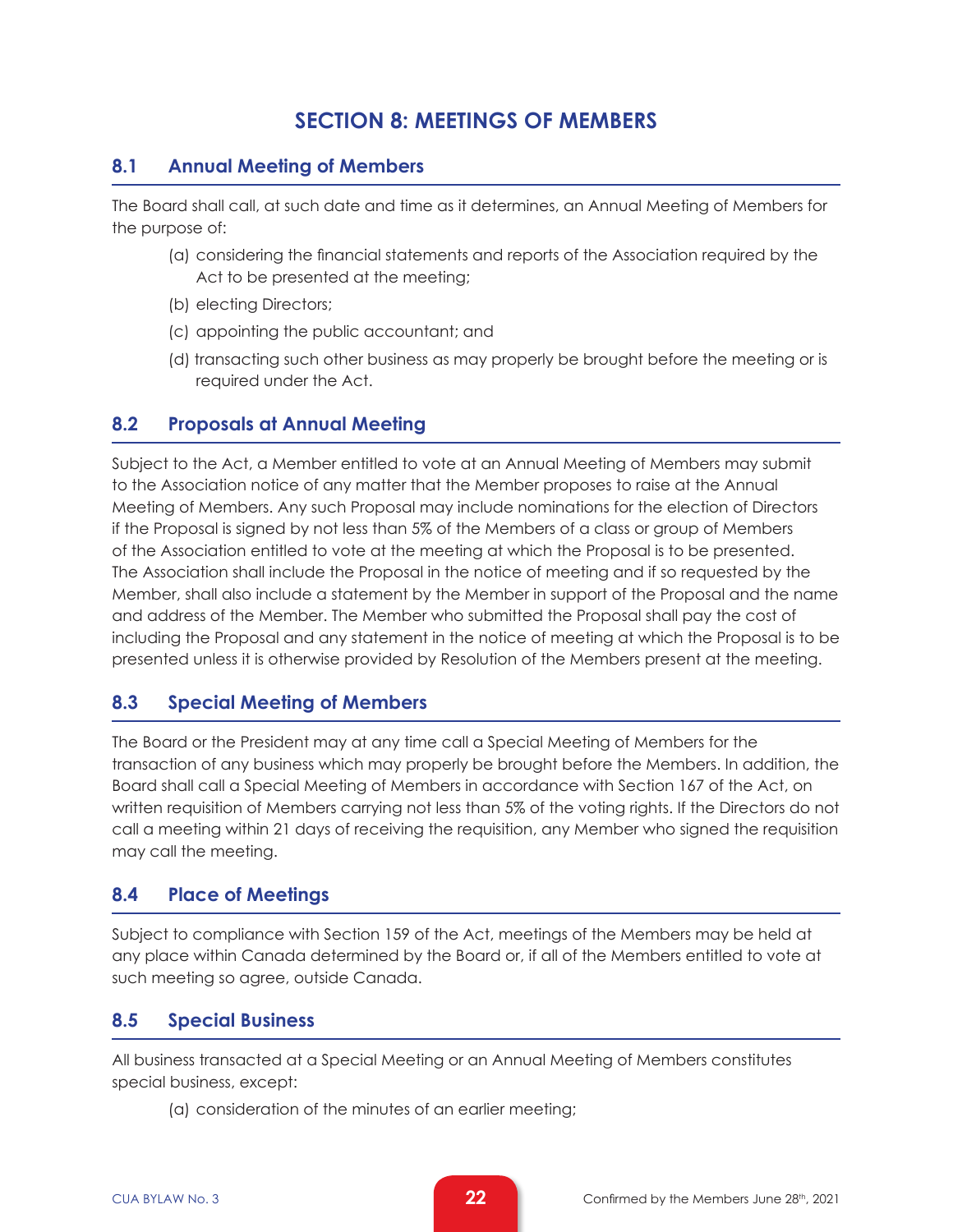# SECTION 8: MEETINGS OF MEMBERS

## 8.1 Annual Meeting of Members

The Board shall call, at such date and time as it determines, an Annual Meeting of Members for the purpose of:

(a) considering the financial statements and reports of the Association required by the Act to be presented at the meeting;

(b) electing Directors;

(c) appointing the public accountant; and

(d) transacting such other business as may properly be brought before the meeting or is required under the Act.

## 8.2 Proposals at Annual Meeting

Subject to the Act, a Member entitled to vote at an Annual Meeting of Members may submit to the Association notice of any matter that the Member proposes to raise at the Annual Meeting of Members. Any such Proposal may include nominations for the election of Directors if the Proposal is signed by not less than 5% of the Members of a class or group of Members of the Association entitled to vote at the meeting at which the Proposal is to be presented. The Association shall include the Proposal in the notice of meeting and if so requested by the Member, shall also include a statement by the Member in support of the Proposal and the name and address of the Member. The Member who submitted the Proposal shall pay the cost of including the Proposal and any statement in the notice of meeting at which the Proposal is to be presented unless it is otherwise provided by Resolution of the Members present at the meeting.

## 8.3 Special Meeting of Members

The Board or the President may at any time call a Special Meeting of Members for the transaction of any business which may properly be brought before the Members. In addition, the Board shall call a Special Meeting of Members in accordance with Section 167 of the Act, on written requisition of Members carrying not less than 5% of the voting rights. If the Directors do not call a meeting within 21 days of receiving the requisition, any Member who signed the requisition may call the meeting.

## 8.4 Place of Meetings

Subject to compliance with Section 159 of the Act, meetings of the Members may be held at any place within Canada determined by the Board or, if all of the Members entitled to vote at such meeting so agree, outside Canada.

## 8.5 Special Business

All business transacted at a Special Meeting or an Annual Meeting of Members constitutes special business, except:

(a) consideration of the minutes of an earlier meeting;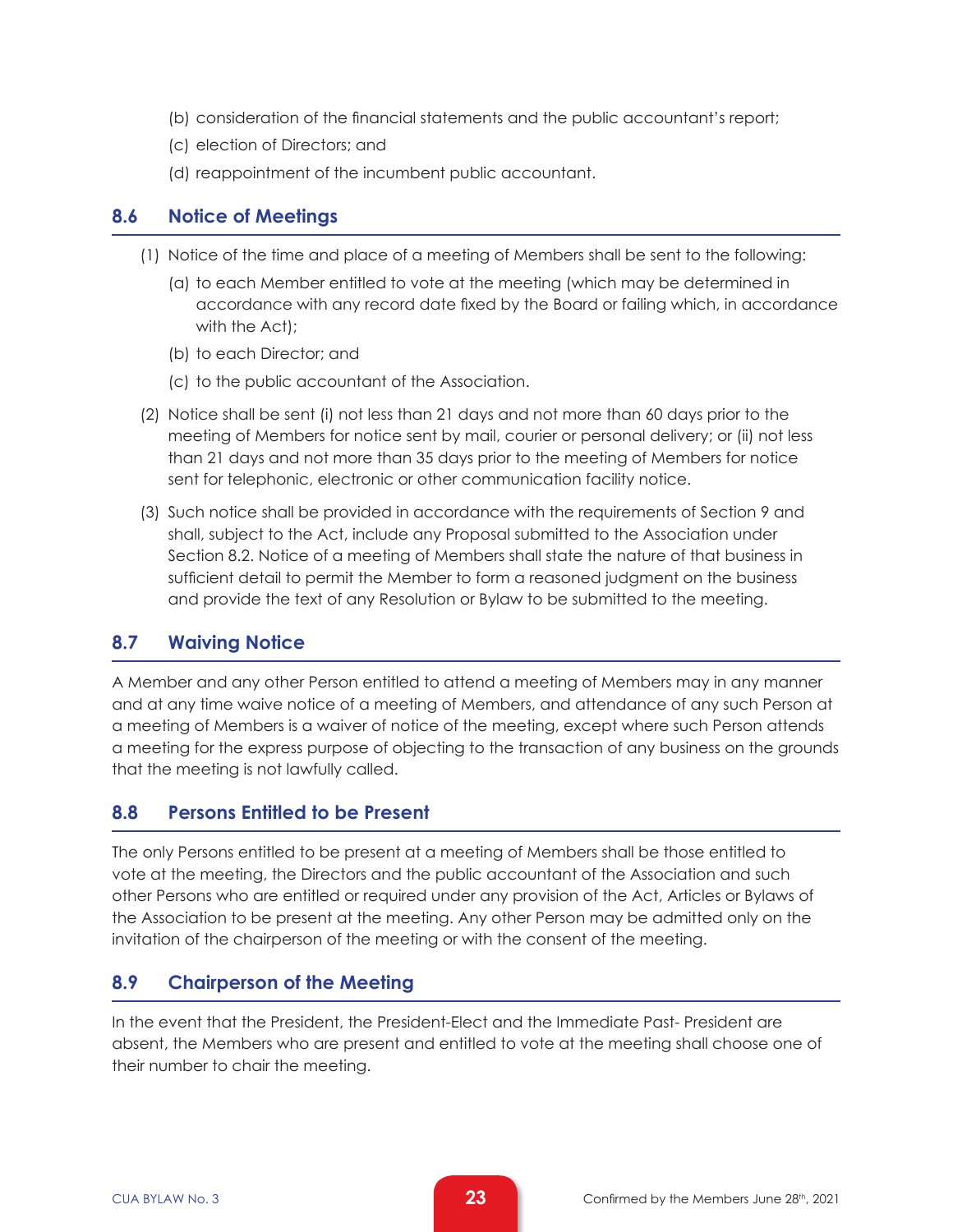(b) consideration of the financial statements and the public accountant's report;

(c) election of Directors; and

(d) reappointment of the incumbent public accountant.

## 8.6 Notice of Meetings

(1) Notice of the time and place of a meeting of Members shall be sent to the following:

(a) to each Member entitled to vote at the meeting (which may be determined in accordance with any record date fixed by the Board or failing which, in accordance with the Act);

(b) to each Director; and

(c) to the public accountant of the Association.

(2) Notice shall be sent (i) not less than 21 days and not more than 60 days prior to the meeting of Members for notice sent by mail, courier or personal delivery; or (ii) not less than 21 days and not more than 35 days prior to the meeting of Members for notice sent for telephonic, electronic or other communication facility notice.

(3) Such notice shall be provided in accordance with the requirements of Section 9 and shall, subject to the Act, include any Proposal submitted to the Association under Section 8.2. Notice of a meeting of Members shall state the nature of that business in sufficient detail to permit the Member to form a reasoned judgment on the business and provide the text of any Resolution or Bylaw to be submitted to the meeting.

## 8.7 Waiving Notice

A Member and any other Person entitled to attend a meeting of Members may in any manner and at any time waive notice of a meeting of Members, and attendance of any such Person at a meeting of Members is a waiver of notice of the meeting, except where such Person attends a meeting for the express purpose of objecting to the transaction of any business on the grounds that the meeting is not lawfully called.

## 8.8 Persons Entitled to be Present

The only Persons entitled to be present at a meeting of Members shall be those entitled to vote at the meeting, the Directors and the public accountant of the Association and such other Persons who are entitled or required under any provision of the Act, Articles or Bylaws of the Association to be present at the meeting. Any other Person may be admitted only on the invitation of the chairperson of the meeting or with the consent of the meeting.

## 8.9 Chairperson of the Meeting

In the event that the President, the President-Elect and the Immediate Past- President are absent, the Members who are present and entitled to vote at the meeting shall choose one of their number to chair the meeting.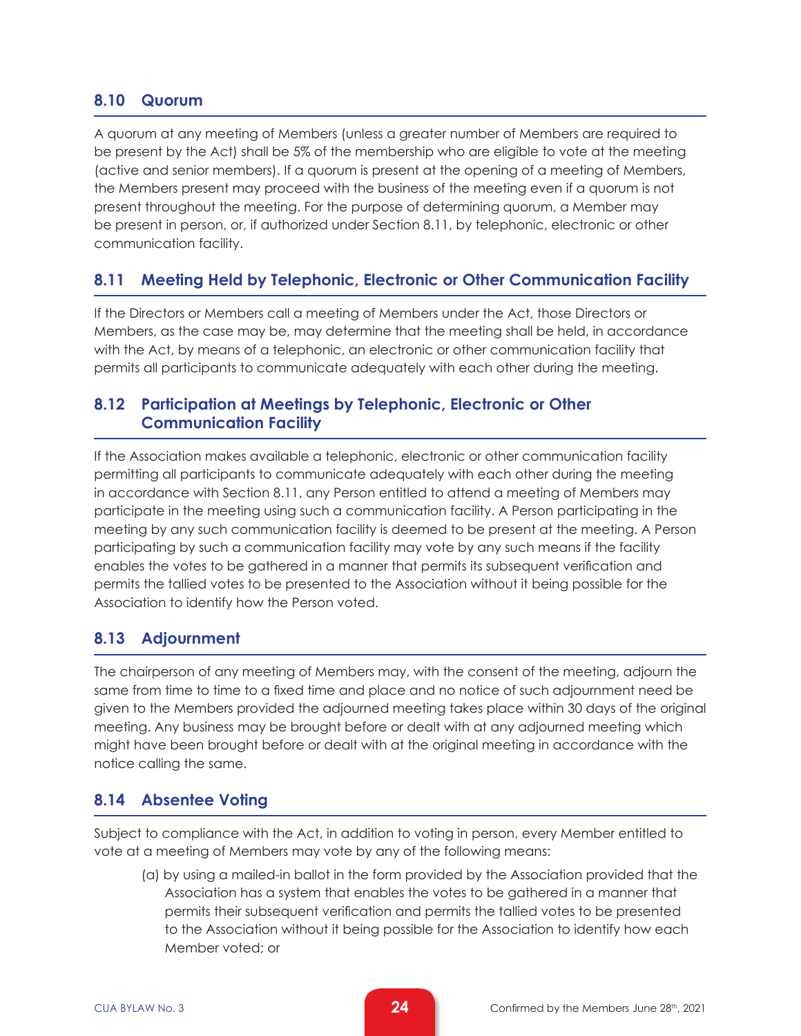## 8.10 Quorum

A quorum at any meeting of Members (unless a greater number of Members are required to be present by the Act) shall be 5% of the membership who are eligible to vote at the meeting (active and senior members). If a quorum is present at the opening of a meeting of Members, the Members present may proceed with the business of the meeting even if a quorum is not present throughout the meeting. For the purpose of determining quorum, a Member may be present in person, or, if authorized under Section 8.11, by telephonic, electronic or other communication facility.

## 8.11 Meeting Held by Telephonic, Electronic or Other Communication Facility

If the Directors or Members call a meeting of Members under the Act, those Directors or Members, as the case may be, may determine that the meeting shall be held, in accordance with the Act, by means of a telephonic, an electronic or other communication facility that permits all participants to communicate adequately with each other during the meeting.

## 8.12 Participation at Meetings by Telephonic, Electronic or Other Communication Facility

If the Association makes available a telephonic, electronic or other communication facility permitting all participants to communicate adequately with each other during the meeting in accordance with Section 8.11, any Person entitled to attend a meeting of Members may participate in the meeting using such a communication facility. A Person participating in the meeting by any such communication facility is deemed to be present at the meeting. A Person participating by such a communication facility may vote by any such means if the facility enables the votes to be gathered in a manner that permits its subsequent verification and permits the tallied votes to be presented to the Association without it being possible for the Association to identify how the Person voted.

## 8.13 Adjournment

The chairperson of any meeting of Members may, with the consent of the meeting, adjourn the same from time to time to a fixed time and place and no notice of such adjournment need be given to the Members provided the adjourned meeting takes place within 30 days of the original meeting. Any business may be brought before or dealt with at any adjourned meeting which might have been brought before or dealt with at the original meeting in accordance with the notice calling the same.

## 8.14 Absentee Voting

Subject to compliance with the Act, in addition to voting in person, every Member entitled to vote at a meeting of Members may vote by any of the following means:

(a) by using a mailed-in ballot in the form provided by the Association provided that the Association has a system that enables the votes to be gathered in a manner that permits their subsequent verification and permits the tallied votes to be presented to the Association without it being possible for the Association to identify how each Member voted; or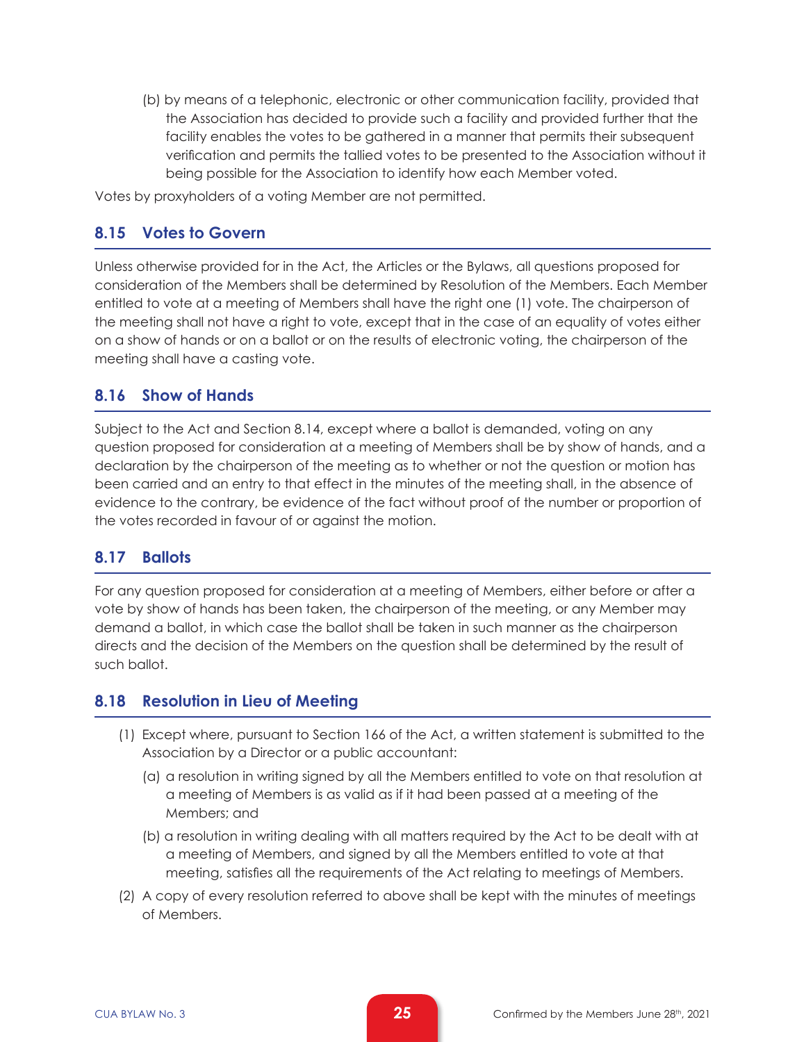(b) by means of a telephonic, electronic or other communication facility, provided that the Association has decided to provide such a facility and provided further that the facility enables the votes to be gathered in a manner that permits their subsequent verification and permits the tallied votes to be presented to the Association without it being possible for the Association to identify how each Member voted.

Votes by proxyholders of a voting Member are not permitted.

## 8.15 Votes to Govern

Unless otherwise provided for in the Act, the Articles or the Bylaws, all questions proposed for consideration of the Members shall be determined by Resolution of the Members. Each Member entitled to vote at a meeting of Members shall have the right one (1) vote. The chairperson of the meeting shall not have a right to vote, except that in the case of an equality of votes either on a show of hands or on a ballot or on the results of electronic voting, the chairperson of the meeting shall have a casting vote.

## 8.16 Show of Hands

Subject to the Act and Section 8.14, except where a ballot is demanded, voting on any question proposed for consideration at a meeting of Members shall be by show of hands, and a declaration by the chairperson of the meeting as to whether or not the question or motion has been carried and an entry to that effect in the minutes of the meeting shall, in the absence of evidence to the contrary, be evidence of the fact without proof of the number or proportion of the votes recorded in favour of or against the motion.

## 8.17 Ballots

For any question proposed for consideration at a meeting of Members, either before or after a vote by show of hands has been taken, the chairperson of the meeting, or any Member may demand a ballot, in which case the ballot shall be taken in such manner as the chairperson directs and the decision of the Members on the question shall be determined by the result of such ballot.

## 8.18 Resolution in Lieu of Meeting

(1) Except where, pursuant to Section 166 of the Act, a written statement is submitted to the Association by a Director or a public accountant:

  (a) a resolution in writing signed by all the Members entitled to vote on that resolution at a meeting of Members is as valid as if it had been passed at a meeting of the Members; and

  (b) a resolution in writing dealing with all matters required by the Act to be dealt with at a meeting of Members, and signed by all the Members entitled to vote at that meeting, satisfies all the requirements of the Act relating to meetings of Members.

(2) A copy of every resolution referred to above shall be kept with the minutes of meetings of Members.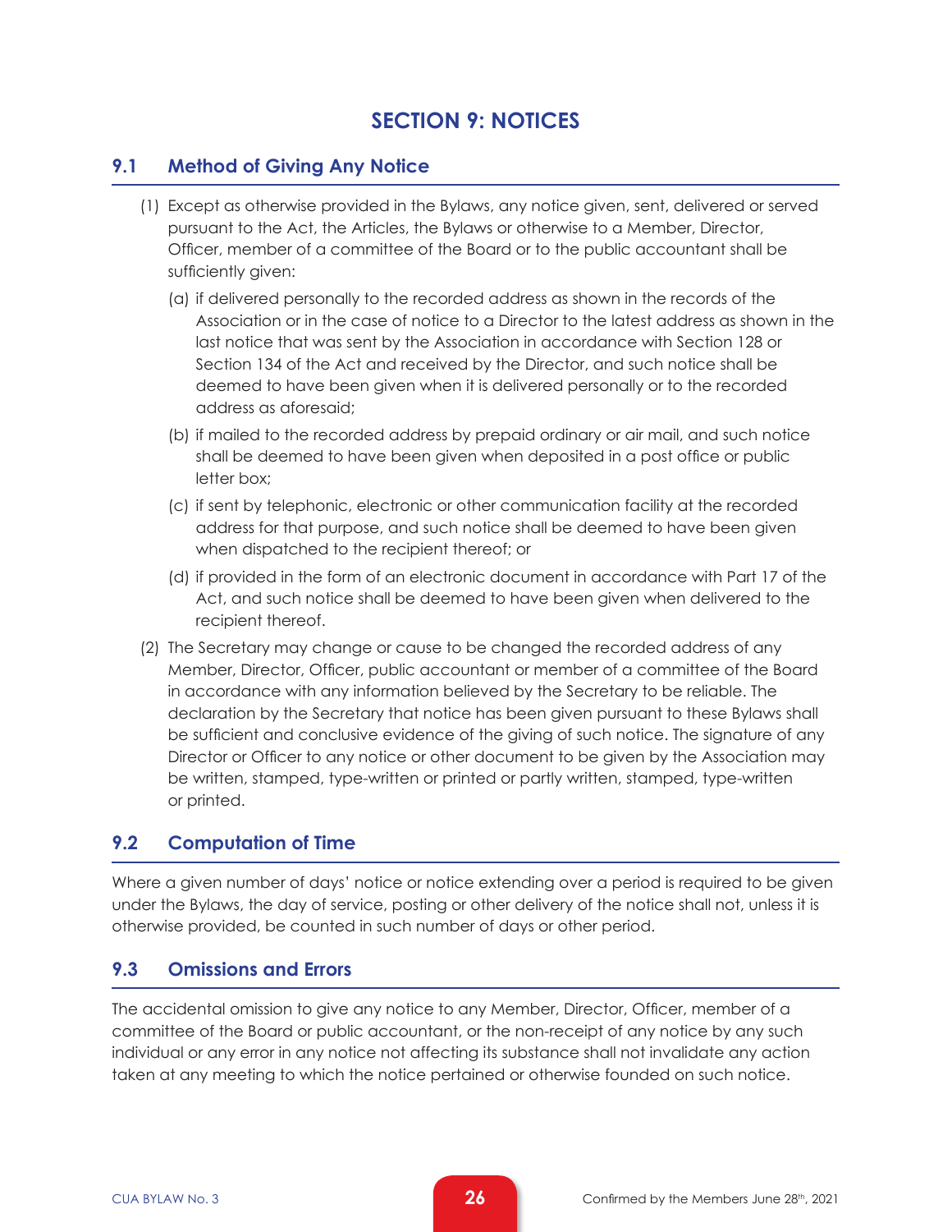# SECTION 9: NOTICES

## 9.1 Method of Giving Any Notice

(1) Except as otherwise provided in the Bylaws, any notice given, sent, delivered or served pursuant to the Act, the Articles, the Bylaws or otherwise to a Member, Director, Officer, member of a committee of the Board or to the public accountant shall be sufficiently given:

(a) if delivered personally to the recorded address as shown in the records of the Association or in the case of notice to a Director to the latest address as shown in the last notice that was sent by the Association in accordance with Section 128 or Section 134 of the Act and received by the Director, and such notice shall be deemed to have been given when it is delivered personally or to the recorded address as aforesaid;

(b) if mailed to the recorded address by prepaid ordinary or air mail, and such notice shall be deemed to have been given when deposited in a post office or public letter box;

(c) if sent by telephonic, electronic or other communication facility at the recorded address for that purpose, and such notice shall be deemed to have been given when dispatched to the recipient thereof; or

(d) if provided in the form of an electronic document in accordance with Part 17 of the Act, and such notice shall be deemed to have been given when delivered to the recipient thereof.

(2) The Secretary may change or cause to be changed the recorded address of any Member, Director, Officer, public accountant or member of a committee of the Board in accordance with any information believed by the Secretary to be reliable. The declaration by the Secretary that notice has been given pursuant to these Bylaws shall be sufficient and conclusive evidence of the giving of such notice. The signature of any Director or Officer to any notice or other document to be given by the Association may be written, stamped, type-written or printed or partly written, stamped, type-written or printed.

## 9.2 Computation of Time

Where a given number of days' notice or notice extending over a period is required to be given under the Bylaws, the day of service, posting or other delivery of the notice shall not, unless it is otherwise provided, be counted in such number of days or other period.

## 9.3 Omissions and Errors

The accidental omission to give any notice to any Member, Director, Officer, member of a committee of the Board or public accountant, or the non-receipt of any notice by any such individual or any error in any notice not affecting its substance shall not invalidate any action taken at any meeting to which the notice pertained or otherwise founded on such notice.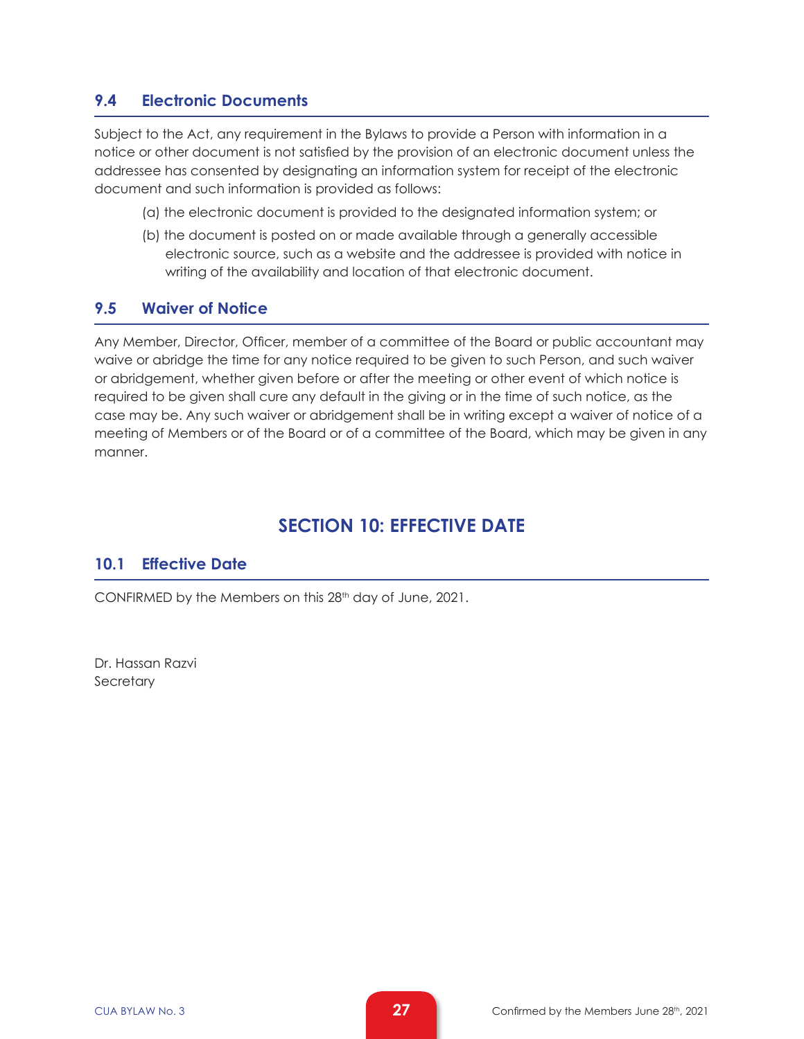### 9.4 Electronic Documents

Subject to the Act, any requirement in the Bylaws to provide a Person with information in a notice or other document is not satisfied by the provision of an electronic document unless the addressee has consented by designating an information system for receipt of the electronic document and such information is provided as follows:

(a) the electronic document is provided to the designated information system; or

(b) the document is posted on or made available through a generally accessible electronic source, such as a website and the addressee is provided with notice in writing of the availability and location of that electronic document.

### 9.5 Waiver of Notice

Any Member, Director, Officer, member of a committee of the Board or public accountant may waive or abridge the time for any notice required to be given to such Person, and such waiver or abridgement, whether given before or after the meeting or other event of which notice is required to be given shall cure any default in the giving or in the time of such notice, as the case may be. Any such waiver or abridgement shall be in writing except a waiver of notice of a meeting of Members or of the Board or of a committee of the Board, which may be given in any manner.

## SECTION 10: EFFECTIVE DATE

### 10.1 Effective Date

CONFIRMED by the Members on this 28th day of June, 2021.

Dr. Hassan Razvi
Secretary